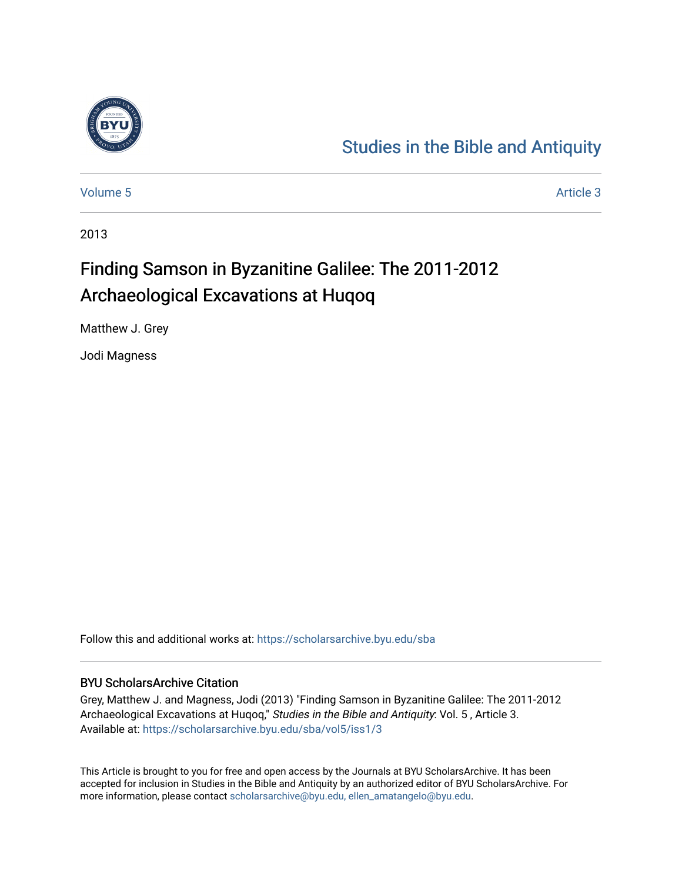# Studies in the Bible and Antiquity

Volume 5 | Article 3

2013

## Finding Samson in Byzanitine Galilee: The 2011-2012 Archaeological Excavations at Huqoq

Matthew J. Grey

Jodi Magness

Follow this and additional works at: https://scholarsarchive.byu.edu/sba

### BYU ScholarsArchive Citation

Grey, Matthew J. and Magness, Jodi (2013) "Finding Samson in Byzanitine Galilee: The 2011-2012 Archaeological Excavations at Huqoq," *Studies in the Bible and Antiquity*: Vol. 5 , Article 3.
Available at: https://scholarsarchive.byu.edu/sba/vol5/iss1/3

This Article is brought to you for free and open access by the Journals at BYU ScholarsArchive. It has been accepted for inclusion in Studies in the Bible and Antiquity by an authorized editor of BYU ScholarsArchive. For more information, please contact scholarsarchive@byu.edu, ellen_amatangelo@byu.edu.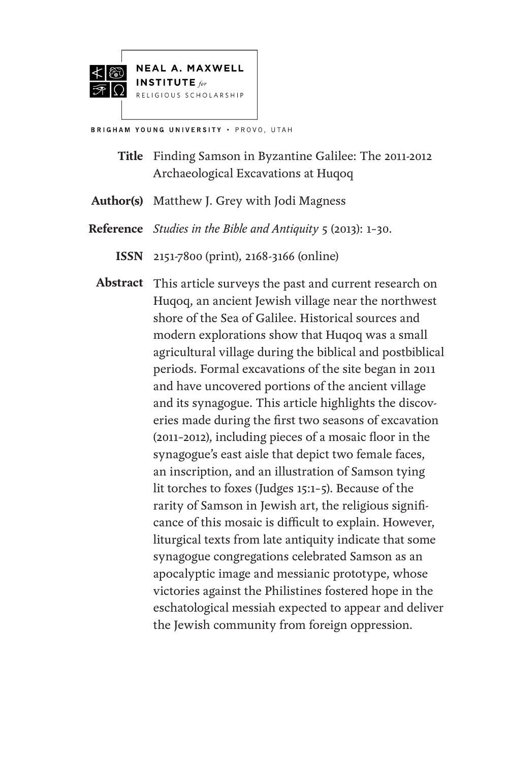NEAL A. MAXWELL INSTITUTE *for* RELIGIOUS SCHOLARSHIP

BRIGHAM YOUNG UNIVERSITY • PROVO, UTAH

**Title** Finding Samson in Byzantine Galilee: The 2011-2012 Archaeological Excavations at Huqoq

**Author(s)** Matthew J. Grey with Jodi Magness

**Reference** *Studies in the Bible and Antiquity* 5 (2013): 1–30.

**ISSN** 2151-7800 (print), 2168-3166 (online)

**Abstract** This article surveys the past and current research on Huqoq, an ancient Jewish village near the northwest shore of the Sea of Galilee. Historical sources and modern explorations show that Huqoq was a small agricultural village during the biblical and postbiblical periods. Formal excavations of the site began in 2011 and have uncovered portions of the ancient village and its synagogue. This article highlights the discoveries made during the first two seasons of excavation (2011–2012), including pieces of a mosaic floor in the synagogue's east aisle that depict two female faces, an inscription, and an illustration of Samson tying lit torches to foxes (Judges 15:1–5). Because of the rarity of Samson in Jewish art, the religious significance of this mosaic is difficult to explain. However, liturgical texts from late antiquity indicate that some synagogue congregations celebrated Samson as an apocalyptic image and messianic prototype, whose victories against the Philistines fostered hope in the eschatological messiah expected to appear and deliver the Jewish community from foreign oppression.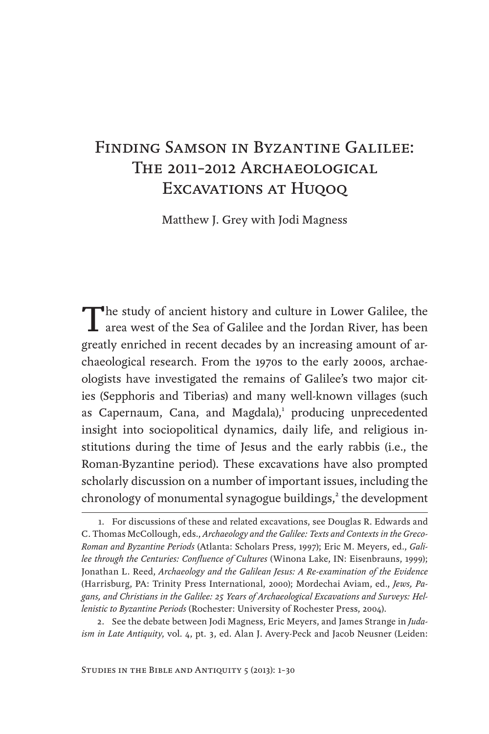# Finding Samson in Byzantine Galilee: The 2011–2012 Archaeological Excavations at Huqoq

Matthew J. Grey with Jodi Magness

The study of ancient history and culture in Lower Galilee, the area west of the Sea of Galilee and the Jordan River, has been greatly enriched in recent decades by an increasing amount of archaeological research. From the 1970s to the early 2000s, archaeologists have investigated the remains of Galilee's two major cities (Sepphoris and Tiberias) and many well-known villages (such as Capernaum, Cana, and Magdala),[1] producing unprecedented insight into sociopolitical dynamics, daily life, and religious institutions during the time of Jesus and the early rabbis (i.e., the Roman-Byzantine period). These excavations have also prompted scholarly discussion on a number of important issues, including the chronology of monumental synagogue buildings,[2] the development

---

1. For discussions of these and related excavations, see Douglas R. Edwards and C. Thomas McCollough, eds., *Archaeology and the Galilee: Texts and Contexts in the Greco-Roman and Byzantine Periods* (Atlanta: Scholars Press, 1997); Eric M. Meyers, ed., *Galilee through the Centuries: Confluence of Cultures* (Winona Lake, IN: Eisenbrauns, 1999); Jonathan L. Reed, *Archaeology and the Galilean Jesus: A Re-examination of the Evidence* (Harrisburg, PA: Trinity Press International, 2000); Mordechai Aviam, ed., *Jews, Pagans, and Christians in the Galilee: 25 Years of Archaeological Excavations and Surveys: Hellenistic to Byzantine Periods* (Rochester: University of Rochester Press, 2004).

2. See the debate between Jodi Magness, Eric Meyers, and James Strange in *Judaism in Late Antiquity*, vol. 4, pt. 3, ed. Alan J. Avery-Peck and Jacob Neusner (Leiden: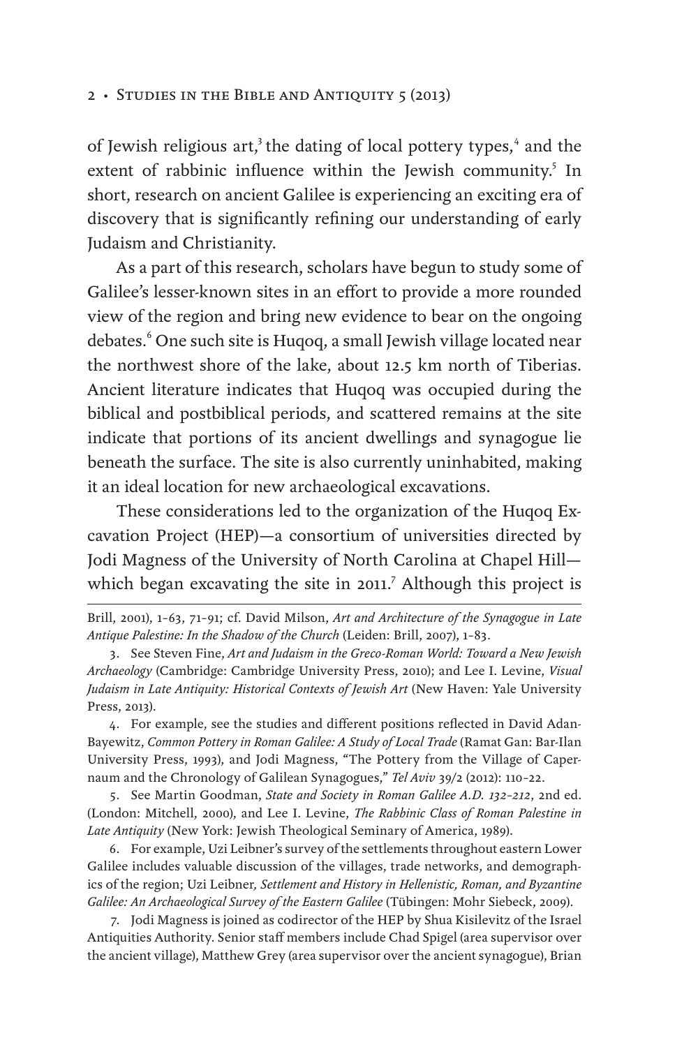of Jewish religious art,[3] the dating of local pottery types,[4] and the extent of rabbinic influence within the Jewish community.[5] In short, research on ancient Galilee is experiencing an exciting era of discovery that is significantly refining our understanding of early Judaism and Christianity.

As a part of this research, scholars have begun to study some of Galilee's lesser-known sites in an effort to provide a more rounded view of the region and bring new evidence to bear on the ongoing debates.[6] One such site is Huqoq, a small Jewish village located near the northwest shore of the lake, about 12.5 km north of Tiberias. Ancient literature indicates that Huqoq was occupied during the biblical and postbiblical periods, and scattered remains at the site indicate that portions of its ancient dwellings and synagogue lie beneath the surface. The site is also currently uninhabited, making it an ideal location for new archaeological excavations.

These considerations led to the organization of the Huqoq Excavation Project (HEP)—a consortium of universities directed by Jodi Magness of the University of North Carolina at Chapel Hill—which began excavating the site in 2011.[7] Although this project is

---

Brill, 2001), 1–63, 71–91; cf. David Milson, *Art and Architecture of the Synagogue in Late Antique Palestine: In the Shadow of the Church* (Leiden: Brill, 2007), 1–83.

3. See Steven Fine, *Art and Judaism in the Greco-Roman World: Toward a New Jewish Archaeology* (Cambridge: Cambridge University Press, 2010); and Lee I. Levine, *Visual Judaism in Late Antiquity: Historical Contexts of Jewish Art* (New Haven: Yale University Press, 2013).

4. For example, see the studies and different positions reflected in David Adan-Bayewitz, *Common Pottery in Roman Galilee: A Study of Local Trade* (Ramat Gan: Bar-Ilan University Press, 1993), and Jodi Magness, "The Pottery from the Village of Capernaum and the Chronology of Galilean Synagogues," *Tel Aviv* 39/2 (2012): 110–22.

5. See Martin Goodman, *State and Society in Roman Galilee A.D. 132–212*, 2nd ed. (London: Mitchell, 2000), and Lee I. Levine, *The Rabbinic Class of Roman Palestine in Late Antiquity* (New York: Jewish Theological Seminary of America, 1989).

6. For example, Uzi Leibner's survey of the settlements throughout eastern Lower Galilee includes valuable discussion of the villages, trade networks, and demographics of the region; Uzi Leibner, *Settlement and History in Hellenistic, Roman, and Byzantine Galilee: An Archaeological Survey of the Eastern Galilee* (Tübingen: Mohr Siebeck, 2009).

7. Jodi Magness is joined as codirector of the HEP by Shua Kisilevitz of the Israel Antiquities Authority. Senior staff members include Chad Spigel (area supervisor over the ancient village), Matthew Grey (area supervisor over the ancient synagogue), Brian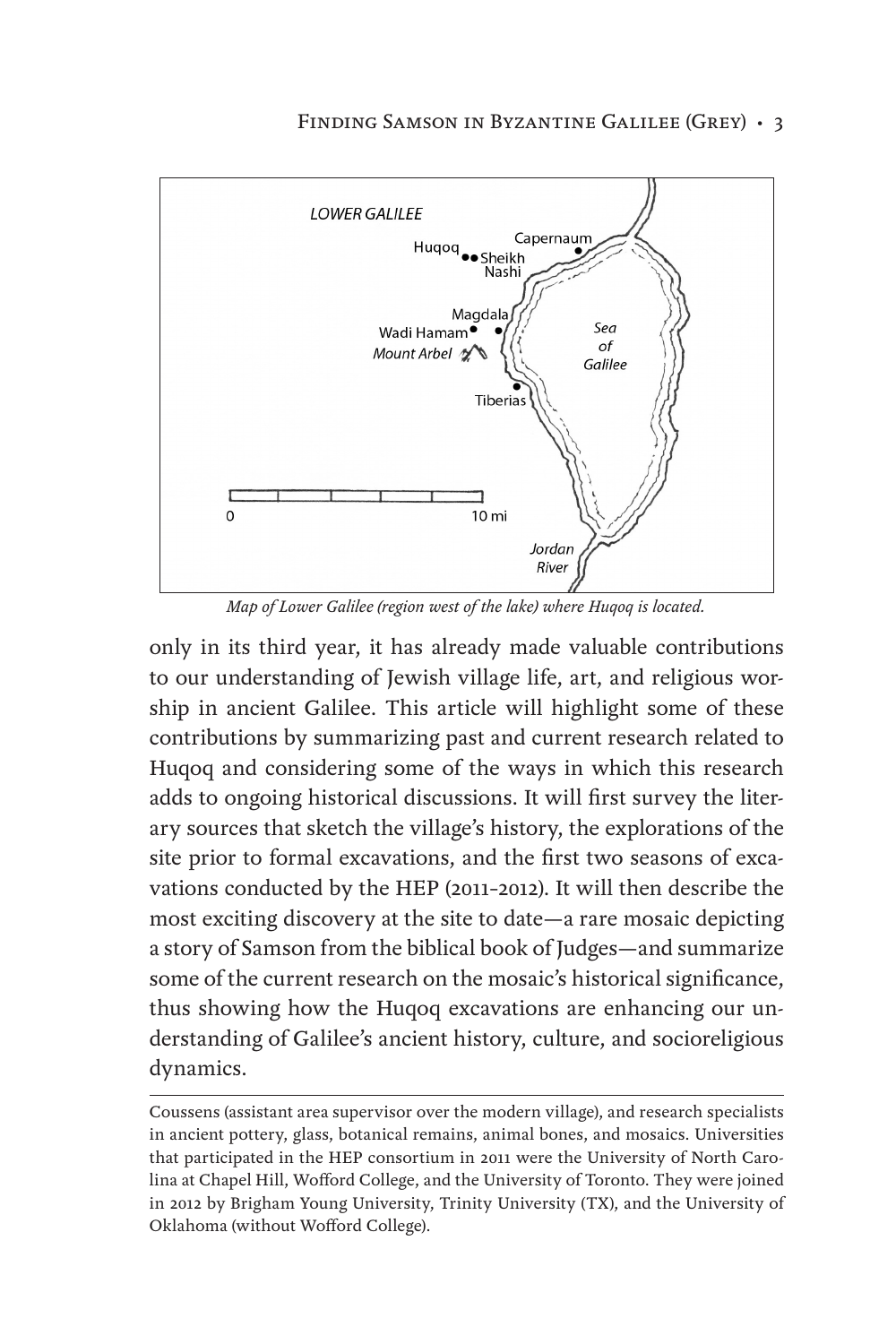*Map of Lower Galilee (region west of the lake) where Huqoq is located.*

only in its third year, it has already made valuable contributions to our understanding of Jewish village life, art, and religious worship in ancient Galilee. This article will highlight some of these contributions by summarizing past and current research related to Huqoq and considering some of the ways in which this research adds to ongoing historical discussions. It will first survey the literary sources that sketch the village's history, the explorations of the site prior to formal excavations, and the first two seasons of excavations conducted by the HEP (2011-2012). It will then describe the most exciting discovery at the site to date—a rare mosaic depicting a story of Samson from the biblical book of Judges—and summarize some of the current research on the mosaic's historical significance, thus showing how the Huqoq excavations are enhancing our understanding of Galilee's ancient history, culture, and socioreligious dynamics.

---

Coussens (assistant area supervisor over the modern village), and research specialists in ancient pottery, glass, botanical remains, animal bones, and mosaics. Universities that participated in the HEP consortium in 2011 were the University of North Carolina at Chapel Hill, Wofford College, and the University of Toronto. They were joined in 2012 by Brigham Young University, Trinity University (TX), and the University of Oklahoma (without Wofford College).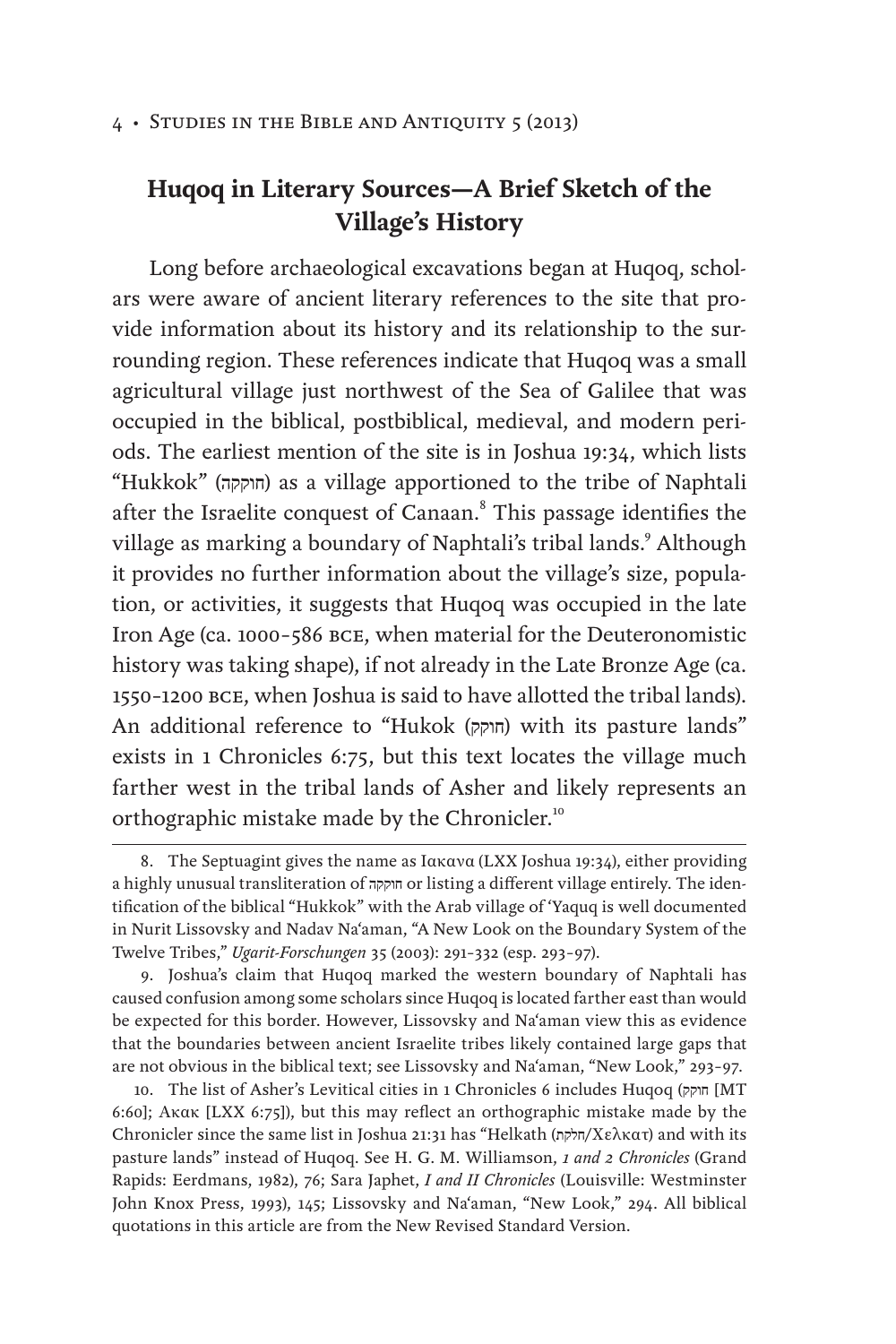## Huqoq in Literary Sources—A Brief Sketch of the Village's History

Long before archaeological excavations began at Huqoq, scholars were aware of ancient literary references to the site that provide information about its history and its relationship to the surrounding region. These references indicate that Huqoq was a small agricultural village just northwest of the Sea of Galilee that was occupied in the biblical, postbiblical, medieval, and modern periods. The earliest mention of the site is in Joshua 19:34, which lists "Hukkok" (חוקקה) as a village apportioned to the tribe of Naphtali after the Israelite conquest of Canaan.[8] This passage identifies the village as marking a boundary of Naphtali's tribal lands.[9] Although it provides no further information about the village's size, population, or activities, it suggests that Huqoq was occupied in the late Iron Age (ca. 1000–586 BCE, when material for the Deuteronomistic history was taking shape), if not already in the Late Bronze Age (ca. 1550–1200 BCE, when Joshua is said to have allotted the tribal lands). An additional reference to "Hukok (חוקק) with its pasture lands" exists in 1 Chronicles 6:75, but this text locates the village much farther west in the tribal lands of Asher and likely represents an orthographic mistake made by the Chronicler.[10]

---

8. The Septuagint gives the name as Ιακανα (LXX Joshua 19:34), either providing a highly unusual transliteration of חוקקה or listing a different village entirely. The identification of the biblical "Hukkok" with the Arab village of 'Yaquq is well documented in Nurit Lissovsky and Nadav Na'aman, "A New Look on the Boundary System of the Twelve Tribes," *Ugarit-Forschungen* 35 (2003): 291–332 (esp. 293–97).

9. Joshua's claim that Huqoq marked the western boundary of Naphtali has caused confusion among some scholars since Huqoq is located farther east than would be expected for this border. However, Lissovsky and Na'aman view this as evidence that the boundaries between ancient Israelite tribes likely contained large gaps that are not obvious in the biblical text; see Lissovsky and Na'aman, "New Look," 293–97.

10. The list of Asher's Levitical cities in 1 Chronicles 6 includes Huqoq (חוקק [MT 6:60]; Ακακ [LXX 6:75]), but this may reflect an orthographic mistake made by the Chronicler since the same list in Joshua 21:31 has "Helkath (חלקת/Χελκατ) and with its pasture lands" instead of Huqoq. See H. G. M. Williamson, *1 and 2 Chronicles* (Grand Rapids: Eerdmans, 1982), 76; Sara Japhet, *I and II Chronicles* (Louisville: Westminster John Knox Press, 1993), 145; Lissovsky and Na'aman, "New Look," 294. All biblical quotations in this article are from the New Revised Standard Version.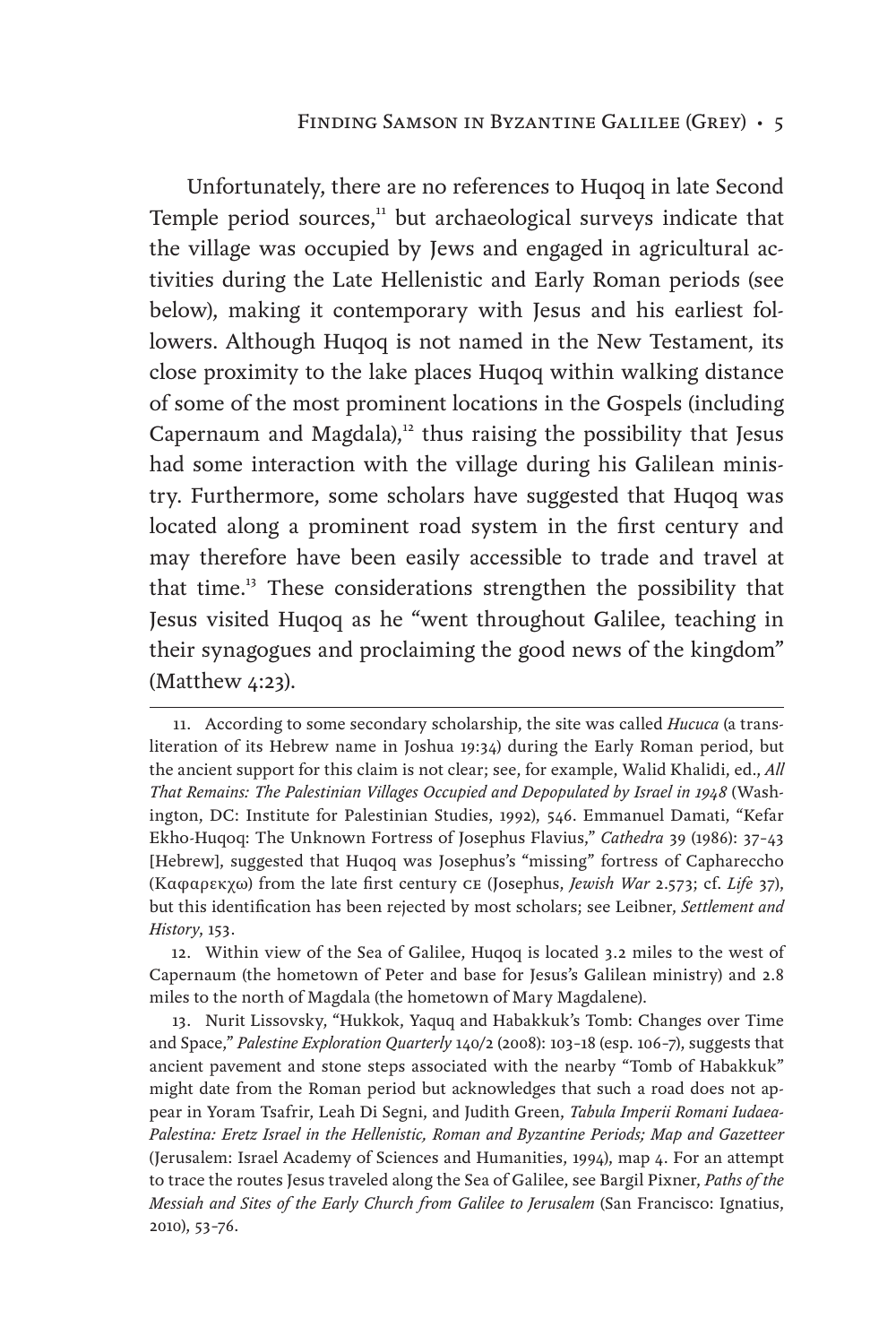Unfortunately, there are no references to Huqoq in late Second Temple period sources,[11] but archaeological surveys indicate that the village was occupied by Jews and engaged in agricultural activities during the Late Hellenistic and Early Roman periods (see below), making it contemporary with Jesus and his earliest followers. Although Huqoq is not named in the New Testament, its close proximity to the lake places Huqoq within walking distance of some of the most prominent locations in the Gospels (including Capernaum and Magdala),[12] thus raising the possibility that Jesus had some interaction with the village during his Galilean ministry. Furthermore, some scholars have suggested that Huqoq was located along a prominent road system in the first century and may therefore have been easily accessible to trade and travel at that time.[13] These considerations strengthen the possibility that Jesus visited Huqoq as he "went throughout Galilee, teaching in their synagogues and proclaiming the good news of the kingdom" (Matthew 4:23).

---

11. According to some secondary scholarship, the site was called *Hucuca* (a transliteration of its Hebrew name in Joshua 19:34) during the Early Roman period, but the ancient support for this claim is not clear; see, for example, Walid Khalidi, ed., *All That Remains: The Palestinian Villages Occupied and Depopulated by Israel in 1948* (Washington, DC: Institute for Palestinian Studies, 1992), 546. Emmanuel Damati, "Kefar Ekho-Huqoq: The Unknown Fortress of Josephus Flavius," *Cathedra* 39 (1986): 37–43 [Hebrew], suggested that Huqoq was Josephus's "missing" fortress of Caphareccho (Καφαρεκχω) from the late first century CE (Josephus, *Jewish War* 2.573; cf. *Life* 37), but this identification has been rejected by most scholars; see Leibner, *Settlement and History*, 153.

12. Within view of the Sea of Galilee, Huqoq is located 3.2 miles to the west of Capernaum (the hometown of Peter and base for Jesus's Galilean ministry) and 2.8 miles to the north of Magdala (the hometown of Mary Magdalene).

13. Nurit Lissovsky, "Hukkok, Yaquq and Habakkuk's Tomb: Changes over Time and Space," *Palestine Exploration Quarterly* 140/2 (2008): 103–18 (esp. 106–7), suggests that ancient pavement and stone steps associated with the nearby "Tomb of Habakkuk" might date from the Roman period but acknowledges that such a road does not appear in Yoram Tsafrir, Leah Di Segni, and Judith Green, *Tabula Imperii Romani Iudaea-Palestina: Eretz Israel in the Hellenistic, Roman and Byzantine Periods; Map and Gazetteer* (Jerusalem: Israel Academy of Sciences and Humanities, 1994), map 4. For an attempt to trace the routes Jesus traveled along the Sea of Galilee, see Bargil Pixner, *Paths of the Messiah and Sites of the Early Church from Galilee to Jerusalem* (San Francisco: Ignatius, 2010), 53–76.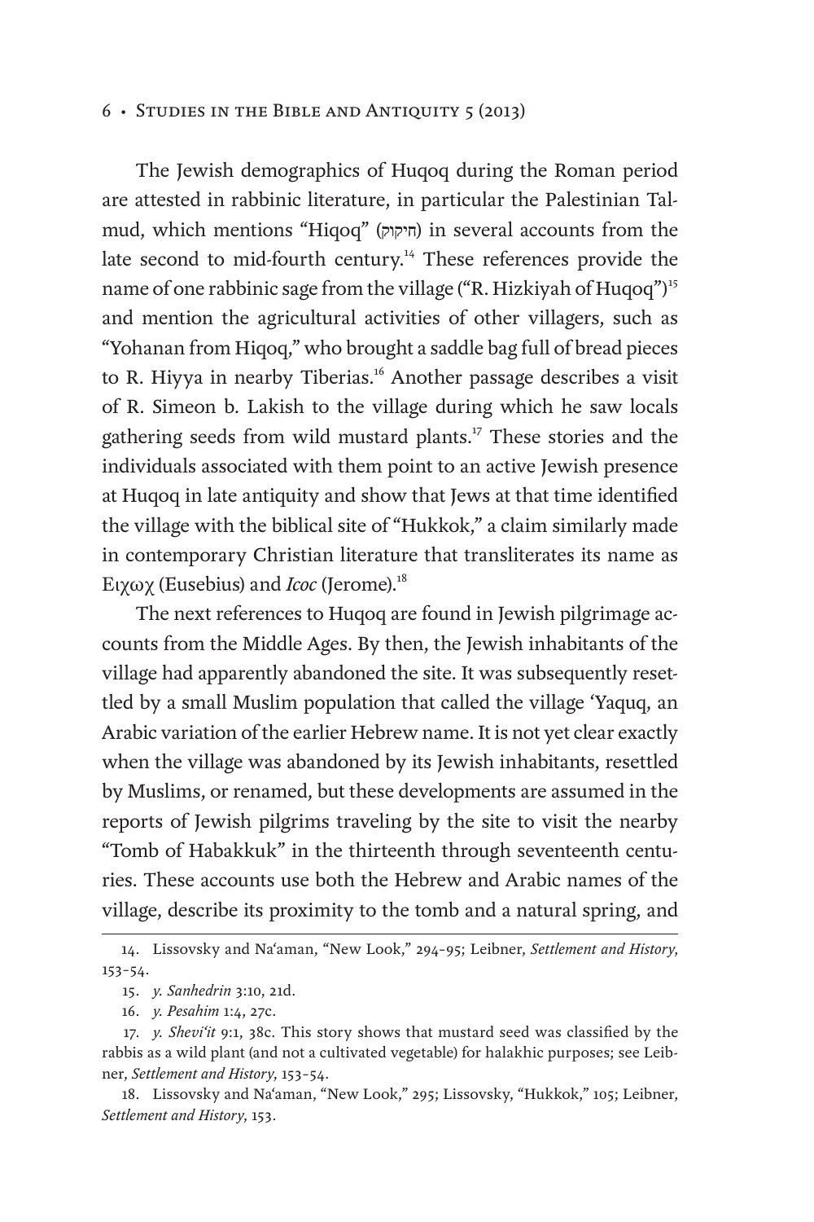The Jewish demographics of Huqoq during the Roman period are attested in rabbinic literature, in particular the Palestinian Talmud, which mentions "Hiqoq" (חיקוק) in several accounts from the late second to mid-fourth century.[14] These references provide the name of one rabbinic sage from the village ("R. Hizkiyah of Huqoq")[15] and mention the agricultural activities of other villagers, such as "Yohanan from Hiqoq," who brought a saddle bag full of bread pieces to R. Hiyya in nearby Tiberias.[16] Another passage describes a visit of R. Simeon b. Lakish to the village during which he saw locals gathering seeds from wild mustard plants.[17] These stories and the individuals associated with them point to an active Jewish presence at Huqoq in late antiquity and show that Jews at that time identified the village with the biblical site of "Hukkok," a claim similarly made in contemporary Christian literature that transliterates its name as Ειχωχ (Eusebius) and *Icoc* (Jerome).[18]

The next references to Huqoq are found in Jewish pilgrimage accounts from the Middle Ages. By then, the Jewish inhabitants of the village had apparently abandoned the site. It was subsequently resettled by a small Muslim population that called the village ʿYaquq, an Arabic variation of the earlier Hebrew name. It is not yet clear exactly when the village was abandoned by its Jewish inhabitants, resettled by Muslims, or renamed, but these developments are assumed in the reports of Jewish pilgrims traveling by the site to visit the nearby "Tomb of Habakkuk" in the thirteenth through seventeenth centuries. These accounts use both the Hebrew and Arabic names of the village, describe its proximity to the tomb and a natural spring, and

---

14. Lissovsky and Naʿaman, "New Look," 294–95; Leibner, *Settlement and History*, 153–54.

15. *y. Sanhedrin* 3:10, 21d.

16. *y. Pesahim* 1:4, 27c.

17. *y. Sheviʿit* 9:1, 38c. This story shows that mustard seed was classified by the rabbis as a wild plant (and not a cultivated vegetable) for halakhic purposes; see Leibner, *Settlement and History*, 153–54.

18. Lissovsky and Naʿaman, "New Look," 295; Lissovsky, "Hukkok," 105; Leibner, *Settlement and History*, 153.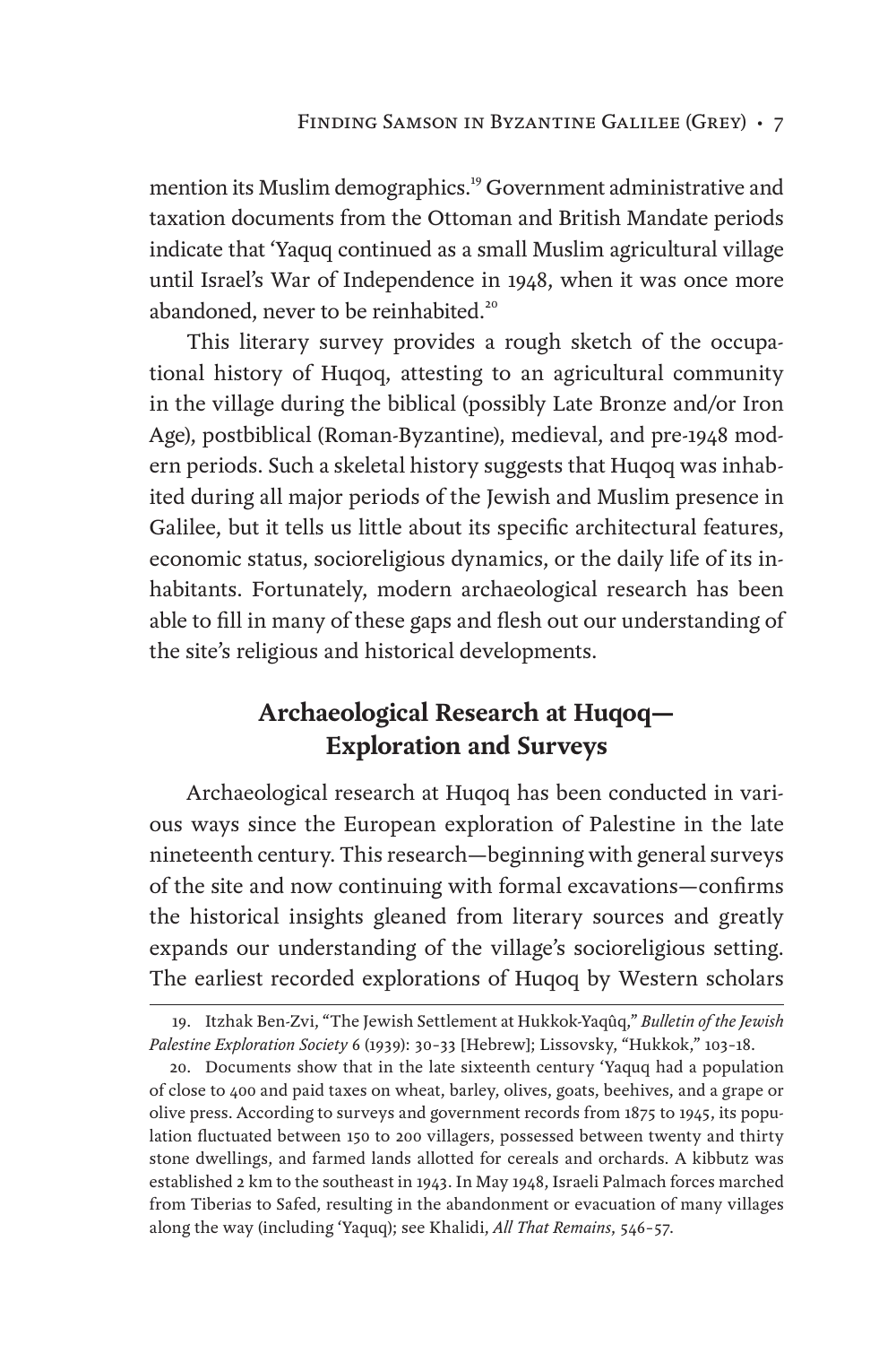mention its Muslim demographics.[19] Government administrative and taxation documents from the Ottoman and British Mandate periods indicate that ʿYaquq continued as a small Muslim agricultural village until Israel's War of Independence in 1948, when it was once more abandoned, never to be reinhabited.[20]

This literary survey provides a rough sketch of the occupational history of Huqoq, attesting to an agricultural community in the village during the biblical (possibly Late Bronze and/or Iron Age), postbiblical (Roman-Byzantine), medieval, and pre-1948 modern periods. Such a skeletal history suggests that Huqoq was inhabited during all major periods of the Jewish and Muslim presence in Galilee, but it tells us little about its specific architectural features, economic status, socioreligious dynamics, or the daily life of its inhabitants. Fortunately, modern archaeological research has been able to fill in many of these gaps and flesh out our understanding of the site's religious and historical developments.

## Archaeological Research at Huqoq—Exploration and Surveys

Archaeological research at Huqoq has been conducted in various ways since the European exploration of Palestine in the late nineteenth century. This research—beginning with general surveys of the site and now continuing with formal excavations—confirms the historical insights gleaned from literary sources and greatly expands our understanding of the village's socioreligious setting. The earliest recorded explorations of Huqoq by Western scholars

---

19. Itzhak Ben-Zvi, "The Jewish Settlement at Hukkok-Yaqûq," *Bulletin of the Jewish Palestine Exploration Society* 6 (1939): 30–33 [Hebrew]; Lissovsky, "Hukkok," 103–18.

20. Documents show that in the late sixteenth century ʿYaquq had a population of close to 400 and paid taxes on wheat, barley, olives, goats, beehives, and a grape or olive press. According to surveys and government records from 1875 to 1945, its population fluctuated between 150 to 200 villagers, possessed between twenty and thirty stone dwellings, and farmed lands allotted for cereals and orchards. A kibbutz was established 2 km to the southeast in 1943. In May 1948, Israeli Palmach forces marched from Tiberias to Safed, resulting in the abandonment or evacuation of many villages along the way (including ʿYaquq); see Khalidi, *All That Remains*, 546–57.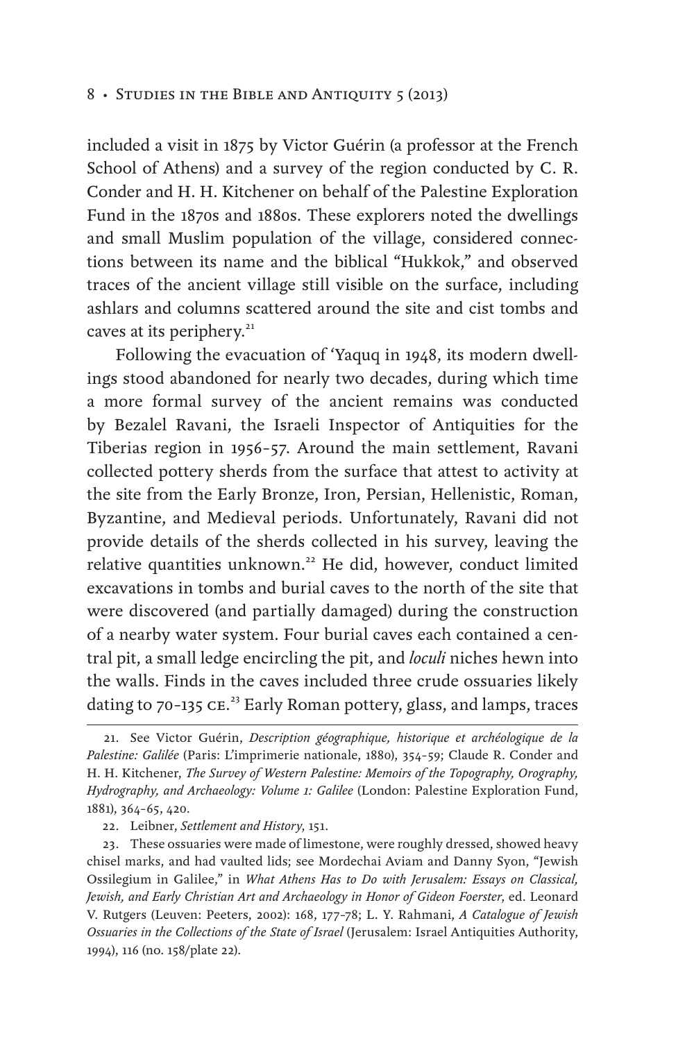included a visit in 1875 by Victor Guérin (a professor at the French School of Athens) and a survey of the region conducted by C. R. Conder and H. H. Kitchener on behalf of the Palestine Exploration Fund in the 1870s and 1880s. These explorers noted the dwellings and small Muslim population of the village, considered connections between its name and the biblical "Hukkok," and observed traces of the ancient village still visible on the surface, including ashlars and columns scattered around the site and cist tombs and caves at its periphery.[21]

Following the evacuation of 'Yaquq in 1948, its modern dwellings stood abandoned for nearly two decades, during which time a more formal survey of the ancient remains was conducted by Bezalel Ravani, the Israeli Inspector of Antiquities for the Tiberias region in 1956–57. Around the main settlement, Ravani collected pottery sherds from the surface that attest to activity at the site from the Early Bronze, Iron, Persian, Hellenistic, Roman, Byzantine, and Medieval periods. Unfortunately, Ravani did not provide details of the sherds collected in his survey, leaving the relative quantities unknown.[22] He did, however, conduct limited excavations in tombs and burial caves to the north of the site that were discovered (and partially damaged) during the construction of a nearby water system. Four burial caves each contained a central pit, a small ledge encircling the pit, and *loculi* niches hewn into the walls. Finds in the caves included three crude ossuaries likely dating to 70–135 CE.[23] Early Roman pottery, glass, and lamps, traces

21. See Victor Guérin, *Description géographique, historique et archéologique de la Palestine: Galilée* (Paris: L'imprimerie nationale, 1880), 354–59; Claude R. Conder and H. H. Kitchener, *The Survey of Western Palestine: Memoirs of the Topography, Orography, Hydrography, and Archaeology: Volume 1: Galilee* (London: Palestine Exploration Fund, 1881), 364–65, 420.

22. Leibner, *Settlement and History*, 151.

23. These ossuaries were made of limestone, were roughly dressed, showed heavy chisel marks, and had vaulted lids; see Mordechai Aviam and Danny Syon, "Jewish Ossilegium in Galilee," in *What Athens Has to Do with Jerusalem: Essays on Classical, Jewish, and Early Christian Art and Archaeology in Honor of Gideon Foerster*, ed. Leonard V. Rutgers (Leuven: Peeters, 2002): 168, 177–78; L. Y. Rahmani, *A Catalogue of Jewish Ossuaries in the Collections of the State of Israel* (Jerusalem: Israel Antiquities Authority, 1994), 116 (no. 158/plate 22).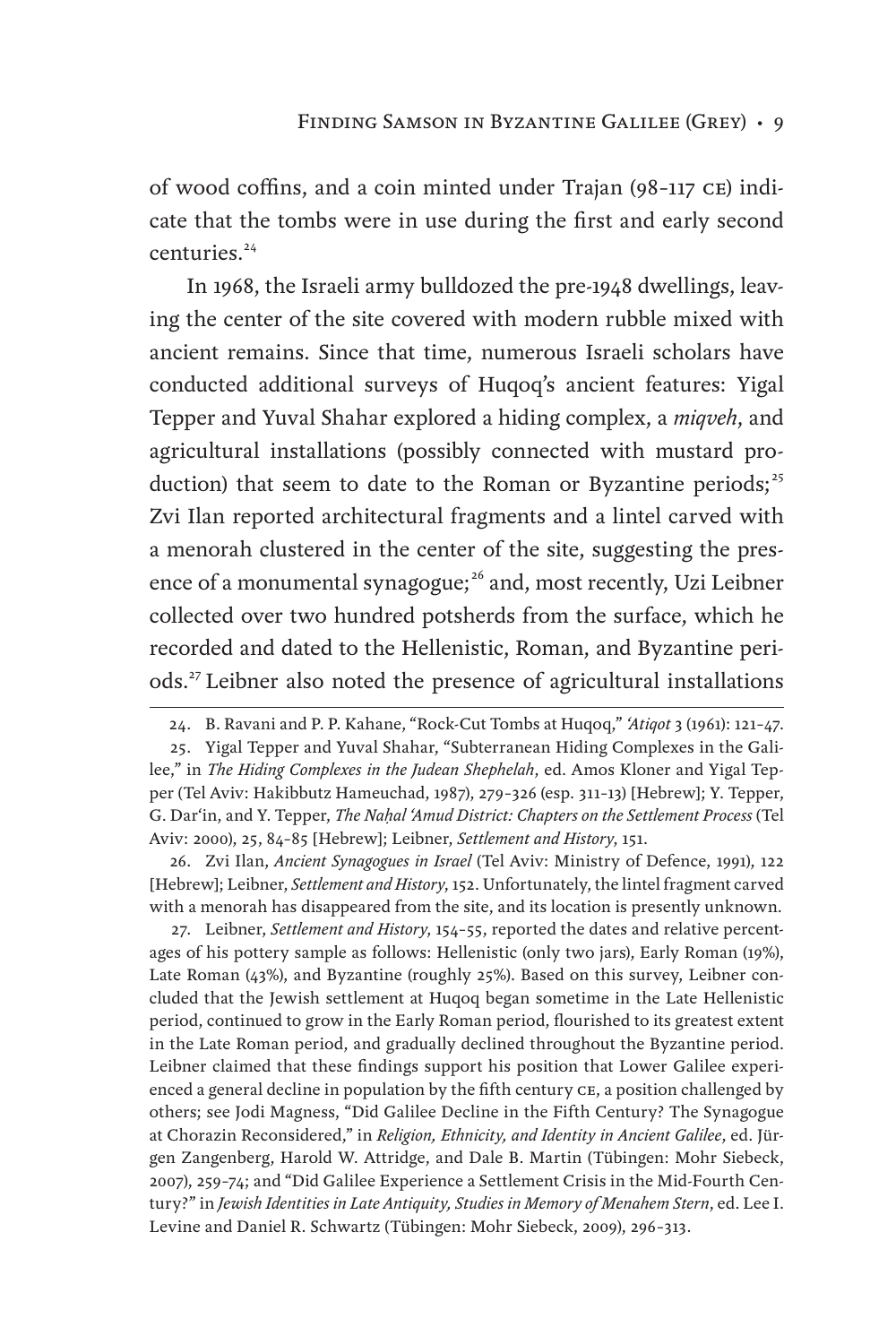of wood coffins, and a coin minted under Trajan (98–117 CE) indicate that the tombs were in use during the first and early second centuries.[24]

In 1968, the Israeli army bulldozed the pre-1948 dwellings, leaving the center of the site covered with modern rubble mixed with ancient remains. Since that time, numerous Israeli scholars have conducted additional surveys of Huqoq's ancient features: Yigal Tepper and Yuval Shahar explored a hiding complex, a *miqveh*, and agricultural installations (possibly connected with mustard production) that seem to date to the Roman or Byzantine periods;[25] Zvi Ilan reported architectural fragments and a lintel carved with a menorah clustered in the center of the site, suggesting the presence of a monumental synagogue;[26] and, most recently, Uzi Leibner collected over two hundred potsherds from the surface, which he recorded and dated to the Hellenistic, Roman, and Byzantine periods.[27] Leibner also noted the presence of agricultural installations

24. B. Ravani and P. P. Kahane, "Rock-Cut Tombs at Huqoq," *'Atiqot* 3 (1961): 121–47.

25. Yigal Tepper and Yuval Shahar, "Subterranean Hiding Complexes in the Galilee," in *The Hiding Complexes in the Judean Shephelah*, ed. Amos Kloner and Yigal Tepper (Tel Aviv: Hakibbutz Hameuchad, 1987), 279–326 (esp. 311–13) [Hebrew]; Y. Tepper, G. Dar'in, and Y. Tepper, *The Naḥal 'Amud District: Chapters on the Settlement Process* (Tel Aviv: 2000), 25, 84–85 [Hebrew]; Leibner, *Settlement and History*, 151.

26. Zvi Ilan, *Ancient Synagogues in Israel* (Tel Aviv: Ministry of Defence, 1991), 122 [Hebrew]; Leibner, *Settlement and History*, 152. Unfortunately, the lintel fragment carved with a menorah has disappeared from the site, and its location is presently unknown.

27. Leibner, *Settlement and History*, 154–55, reported the dates and relative percentages of his pottery sample as follows: Hellenistic (only two jars), Early Roman (19%), Late Roman (43%), and Byzantine (roughly 25%). Based on this survey, Leibner concluded that the Jewish settlement at Huqoq began sometime in the Late Hellenistic period, continued to grow in the Early Roman period, flourished to its greatest extent in the Late Roman period, and gradually declined throughout the Byzantine period. Leibner claimed that these findings support his position that Lower Galilee experienced a general decline in population by the fifth century CE, a position challenged by others; see Jodi Magness, "Did Galilee Decline in the Fifth Century? The Synagogue at Chorazin Reconsidered," in *Religion, Ethnicity, and Identity in Ancient Galilee*, ed. Jürgen Zangenberg, Harold W. Attridge, and Dale B. Martin (Tübingen: Mohr Siebeck, 2007), 259–74; and "Did Galilee Experience a Settlement Crisis in the Mid-Fourth Century?" in *Jewish Identities in Late Antiquity, Studies in Memory of Menahem Stern*, ed. Lee I. Levine and Daniel R. Schwartz (Tübingen: Mohr Siebeck, 2009), 296–313.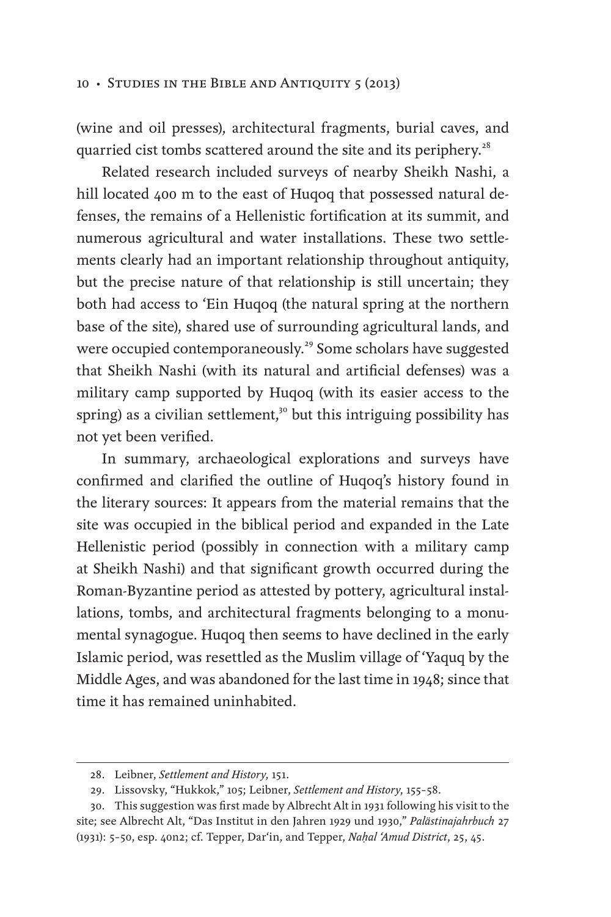(wine and oil presses), architectural fragments, burial caves, and quarried cist tombs scattered around the site and its periphery.[28]

Related research included surveys of nearby Sheikh Nashi, a hill located 400 m to the east of Huqoq that possessed natural defenses, the remains of a Hellenistic fortification at its summit, and numerous agricultural and water installations. These two settlements clearly had an important relationship throughout antiquity, but the precise nature of that relationship is still uncertain; they both had access to ʿEin Huqoq (the natural spring at the northern base of the site), shared use of surrounding agricultural lands, and were occupied contemporaneously.[29] Some scholars have suggested that Sheikh Nashi (with its natural and artificial defenses) was a military camp supported by Huqoq (with its easier access to the spring) as a civilian settlement,[30] but this intriguing possibility has not yet been verified.

In summary, archaeological explorations and surveys have confirmed and clarified the outline of Huqoq's history found in the literary sources: It appears from the material remains that the site was occupied in the biblical period and expanded in the Late Hellenistic period (possibly in connection with a military camp at Sheikh Nashi) and that significant growth occurred during the Roman-Byzantine period as attested by pottery, agricultural installations, tombs, and architectural fragments belonging to a monumental synagogue. Huqoq then seems to have declined in the early Islamic period, was resettled as the Muslim village of ʿYaquq by the Middle Ages, and was abandoned for the last time in 1948; since that time it has remained uninhabited.

---

28. Leibner, *Settlement and History*, 151.

29. Lissovsky, "Hukkok," 105; Leibner, *Settlement and History*, 155–58.

30. This suggestion was first made by Albrecht Alt in 1931 following his visit to the site; see Albrecht Alt, "Das Institut in den Jahren 1929 und 1930," *Palästinajahrbuch* 27 (1931): 5–50, esp. 40n2; cf. Tepper, Darʿin, and Tepper, *Naḥal ʿAmud District*, 25, 45.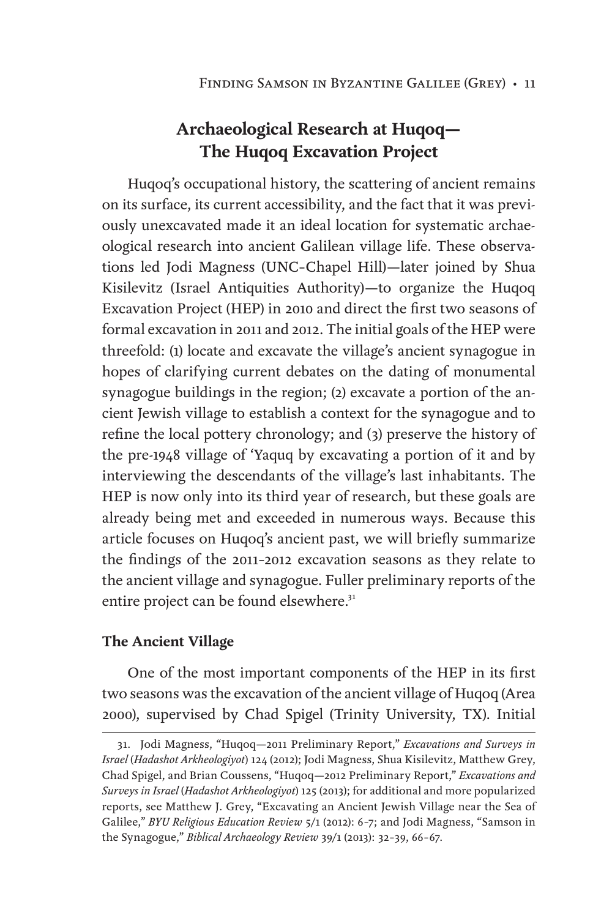## Archaeological Research at Huqoq—The Huqoq Excavation Project

Huqoq's occupational history, the scattering of ancient remains on its surface, its current accessibility, and the fact that it was previously unexcavated made it an ideal location for systematic archaeological research into ancient Galilean village life. These observations led Jodi Magness (UNC-Chapel Hill)—later joined by Shua Kisilevitz (Israel Antiquities Authority)—to organize the Huqoq Excavation Project (HEP) in 2010 and direct the first two seasons of formal excavation in 2011 and 2012. The initial goals of the HEP were threefold: (1) locate and excavate the village's ancient synagogue in hopes of clarifying current debates on the dating of monumental synagogue buildings in the region; (2) excavate a portion of the ancient Jewish village to establish a context for the synagogue and to refine the local pottery chronology; and (3) preserve the history of the pre-1948 village of 'Yaquq by excavating a portion of it and by interviewing the descendants of the village's last inhabitants. The HEP is now only into its third year of research, but these goals are already being met and exceeded in numerous ways. Because this article focuses on Huqoq's ancient past, we will briefly summarize the findings of the 2011–2012 excavation seasons as they relate to the ancient village and synagogue. Fuller preliminary reports of the entire project can be found elsewhere.[31]

### The Ancient Village

One of the most important components of the HEP in its first two seasons was the excavation of the ancient village of Huqoq (Area 2000), supervised by Chad Spigel (Trinity University, TX). Initial

---

31. Jodi Magness, "Huqoq—2011 Preliminary Report," *Excavations and Surveys in Israel* (*Hadashot Arkheologiyot*) 124 (2012); Jodi Magness, Shua Kisilevitz, Matthew Grey, Chad Spigel, and Brian Coussens, "Huqoq—2012 Preliminary Report," *Excavations and Surveys in Israel* (*Hadashot Arkheologiyot*) 125 (2013); for additional and more popularized reports, see Matthew J. Grey, "Excavating an Ancient Jewish Village near the Sea of Galilee," *BYU Religious Education Review* 5/1 (2012): 6–7; and Jodi Magness, "Samson in the Synagogue," *Biblical Archaeology Review* 39/1 (2013): 32–39, 66–67.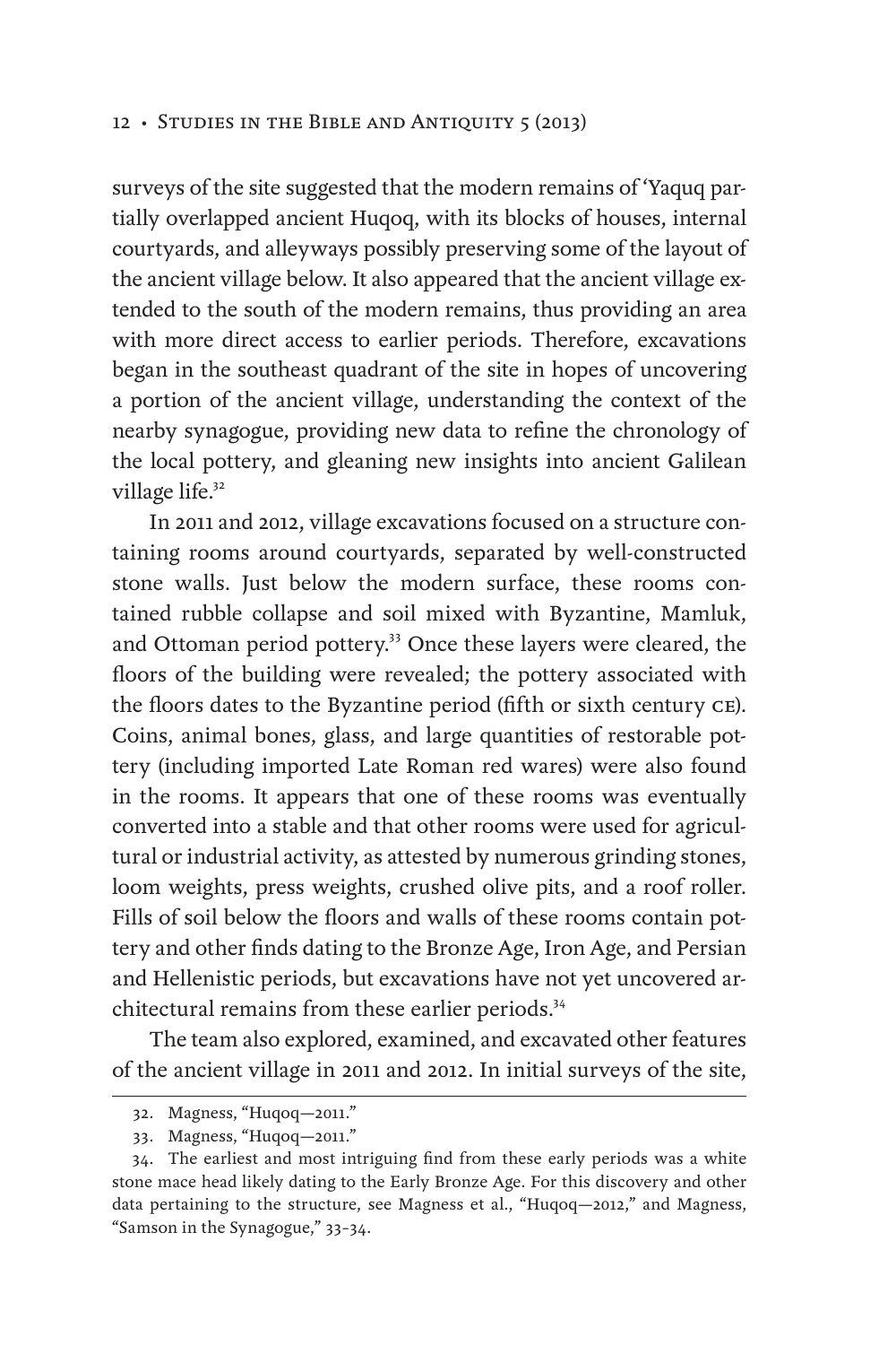surveys of the site suggested that the modern remains of ʻYaquq partially overlapped ancient Huqoq, with its blocks of houses, internal courtyards, and alleyways possibly preserving some of the layout of the ancient village below. It also appeared that the ancient village extended to the south of the modern remains, thus providing an area with more direct access to earlier periods. Therefore, excavations began in the southeast quadrant of the site in hopes of uncovering a portion of the ancient village, understanding the context of the nearby synagogue, providing new data to refine the chronology of the local pottery, and gleaning new insights into ancient Galilean village life.[32]

In 2011 and 2012, village excavations focused on a structure containing rooms around courtyards, separated by well-constructed stone walls. Just below the modern surface, these rooms contained rubble collapse and soil mixed with Byzantine, Mamluk, and Ottoman period pottery.[33] Once these layers were cleared, the floors of the building were revealed; the pottery associated with the floors dates to the Byzantine period (fifth or sixth century CE). Coins, animal bones, glass, and large quantities of restorable pottery (including imported Late Roman red wares) were also found in the rooms. It appears that one of these rooms was eventually converted into a stable and that other rooms were used for agricultural or industrial activity, as attested by numerous grinding stones, loom weights, press weights, crushed olive pits, and a roof roller. Fills of soil below the floors and walls of these rooms contain pottery and other finds dating to the Bronze Age, Iron Age, and Persian and Hellenistic periods, but excavations have not yet uncovered architectural remains from these earlier periods.[34]

The team also explored, examined, and excavated other features of the ancient village in 2011 and 2012. In initial surveys of the site,

---

32. Magness, "Huqoq—2011."

33. Magness, "Huqoq—2011."

34. The earliest and most intriguing find from these early periods was a white stone mace head likely dating to the Early Bronze Age. For this discovery and other data pertaining to the structure, see Magness et al., "Huqoq—2012," and Magness, "Samson in the Synagogue," 33–34.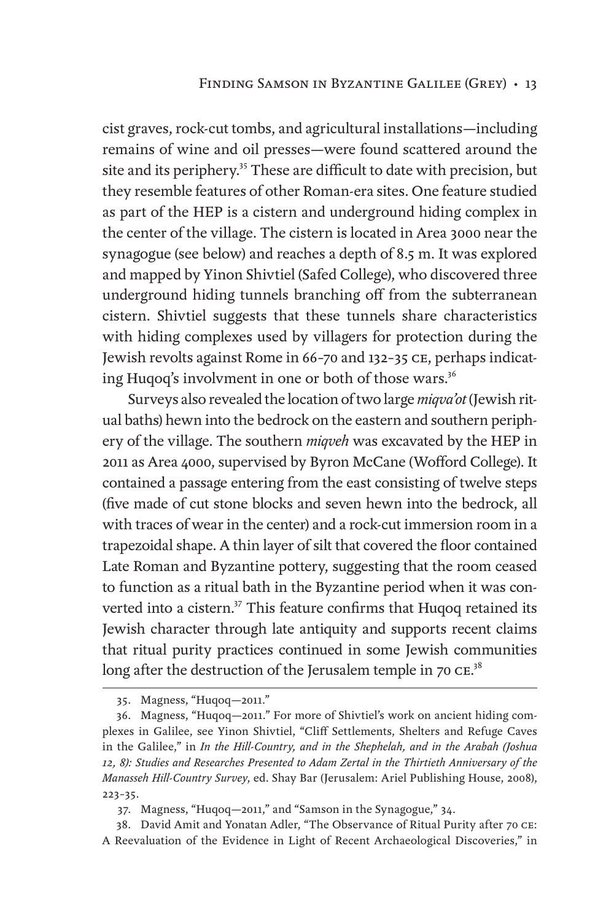cist graves, rock-cut tombs, and agricultural installations—including remains of wine and oil presses—were found scattered around the site and its periphery.[35] These are difficult to date with precision, but they resemble features of other Roman-era sites. One feature studied as part of the HEP is a cistern and underground hiding complex in the center of the village. The cistern is located in Area 3000 near the synagogue (see below) and reaches a depth of 8.5 m. It was explored and mapped by Yinon Shivtiel (Safed College), who discovered three underground hiding tunnels branching off from the subterranean cistern. Shivtiel suggests that these tunnels share characteristics with hiding complexes used by villagers for protection during the Jewish revolts against Rome in 66–70 and 132–35 CE, perhaps indicating Huqoq's involvment in one or both of those wars.[36]

Surveys also revealed the location of two large *miqva'ot* (Jewish ritual baths) hewn into the bedrock on the eastern and southern periphery of the village. The southern *miqveh* was excavated by the HEP in 2011 as Area 4000, supervised by Byron McCane (Wofford College). It contained a passage entering from the east consisting of twelve steps (five made of cut stone blocks and seven hewn into the bedrock, all with traces of wear in the center) and a rock-cut immersion room in a trapezoidal shape. A thin layer of silt that covered the floor contained Late Roman and Byzantine pottery, suggesting that the room ceased to function as a ritual bath in the Byzantine period when it was converted into a cistern.[37] This feature confirms that Huqoq retained its Jewish character through late antiquity and supports recent claims that ritual purity practices continued in some Jewish communities long after the destruction of the Jerusalem temple in 70 CE.[38]

---

35. Magness, "Huqoq—2011."

36. Magness, "Huqoq—2011." For more of Shivtiel's work on ancient hiding complexes in Galilee, see Yinon Shivtiel, "Cliff Settlements, Shelters and Refuge Caves in the Galilee," in *In the Hill-Country, and in the Shephelah, and in the Arabah (Joshua 12, 8): Studies and Researches Presented to Adam Zertal in the Thirtieth Anniversary of the Manasseh Hill-Country Survey*, ed. Shay Bar (Jerusalem: Ariel Publishing House, 2008), 223–35.

37. Magness, "Huqoq—2011," and "Samson in the Synagogue," 34.

38. David Amit and Yonatan Adler, "The Observance of Ritual Purity after 70 CE: A Reevaluation of the Evidence in Light of Recent Archaeological Discoveries," in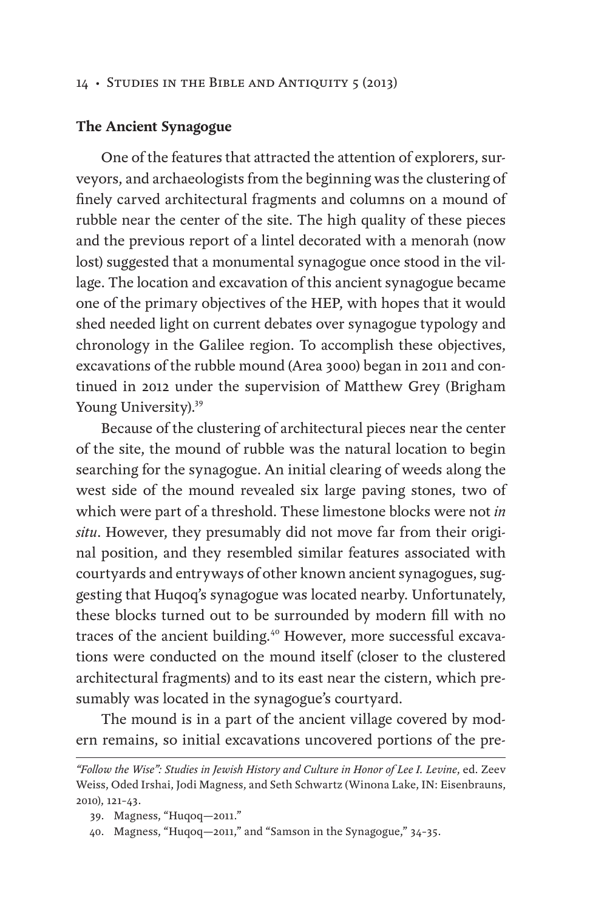## The Ancient Synagogue

One of the features that attracted the attention of explorers, surveyors, and archaeologists from the beginning was the clustering of finely carved architectural fragments and columns on a mound of rubble near the center of the site. The high quality of these pieces and the previous report of a lintel decorated with a menorah (now lost) suggested that a monumental synagogue once stood in the village. The location and excavation of this ancient synagogue became one of the primary objectives of the HEP, with hopes that it would shed needed light on current debates over synagogue typology and chronology in the Galilee region. To accomplish these objectives, excavations of the rubble mound (Area 3000) began in 2011 and continued in 2012 under the supervision of Matthew Grey (Brigham Young University).[39]

Because of the clustering of architectural pieces near the center of the site, the mound of rubble was the natural location to begin searching for the synagogue. An initial clearing of weeds along the west side of the mound revealed six large paving stones, two of which were part of a threshold. These limestone blocks were not *in situ*. However, they presumably did not move far from their original position, and they resembled similar features associated with courtyards and entryways of other known ancient synagogues, suggesting that Huqoq's synagogue was located nearby. Unfortunately, these blocks turned out to be surrounded by modern fill with no traces of the ancient building.[40] However, more successful excavations were conducted on the mound itself (closer to the clustered architectural fragments) and to its east near the cistern, which presumably was located in the synagogue's courtyard.

The mound is in a part of the ancient village covered by modern remains, so initial excavations uncovered portions of the pre-

---

*"Follow the Wise": Studies in Jewish History and Culture in Honor of Lee I. Levine*, ed. Zeev Weiss, Oded Irshai, Jodi Magness, and Seth Schwartz (Winona Lake, IN: Eisenbrauns, 2010), 121–43.

39. Magness, "Huqoq—2011."

40. Magness, "Huqoq—2011," and "Samson in the Synagogue," 34–35.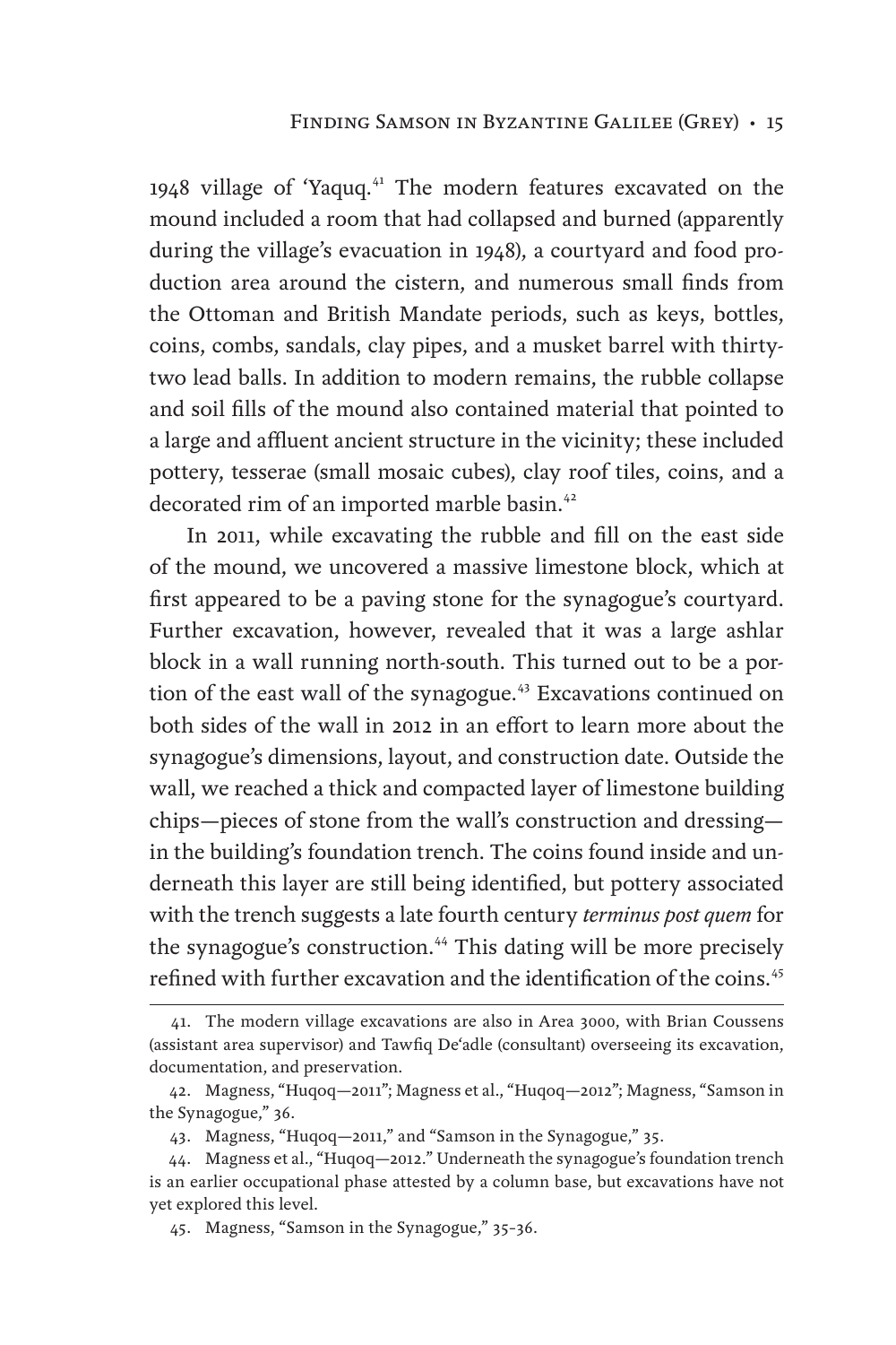1948 village of 'Yaquq.[41] The modern features excavated on the mound included a room that had collapsed and burned (apparently during the village's evacuation in 1948), a courtyard and food production area around the cistern, and numerous small finds from the Ottoman and British Mandate periods, such as keys, bottles, coins, combs, sandals, clay pipes, and a musket barrel with thirty-two lead balls. In addition to modern remains, the rubble collapse and soil fills of the mound also contained material that pointed to a large and affluent ancient structure in the vicinity; these included pottery, tesserae (small mosaic cubes), clay roof tiles, coins, and a decorated rim of an imported marble basin.[42]

In 2011, while excavating the rubble and fill on the east side of the mound, we uncovered a massive limestone block, which at first appeared to be a paving stone for the synagogue's courtyard. Further excavation, however, revealed that it was a large ashlar block in a wall running north-south. This turned out to be a portion of the east wall of the synagogue.[43] Excavations continued on both sides of the wall in 2012 in an effort to learn more about the synagogue's dimensions, layout, and construction date. Outside the wall, we reached a thick and compacted layer of limestone building chips—pieces of stone from the wall's construction and dressing—in the building's foundation trench. The coins found inside and underneath this layer are still being identified, but pottery associated with the trench suggests a late fourth century *terminus post quem* for the synagogue's construction.[44] This dating will be more precisely refined with further excavation and the identification of the coins.[45]

---

41. The modern village excavations are also in Area 3000, with Brian Coussens (assistant area supervisor) and Tawfiq De'adle (consultant) overseeing its excavation, documentation, and preservation.

42. Magness, "Huqoq—2011"; Magness et al., "Huqoq—2012"; Magness, "Samson in the Synagogue," 36.

43. Magness, "Huqoq—2011," and "Samson in the Synagogue," 35.

44. Magness et al., "Huqoq—2012." Underneath the synagogue's foundation trench is an earlier occupational phase attested by a column base, but excavations have not yet explored this level.

45. Magness, "Samson in the Synagogue," 35–36.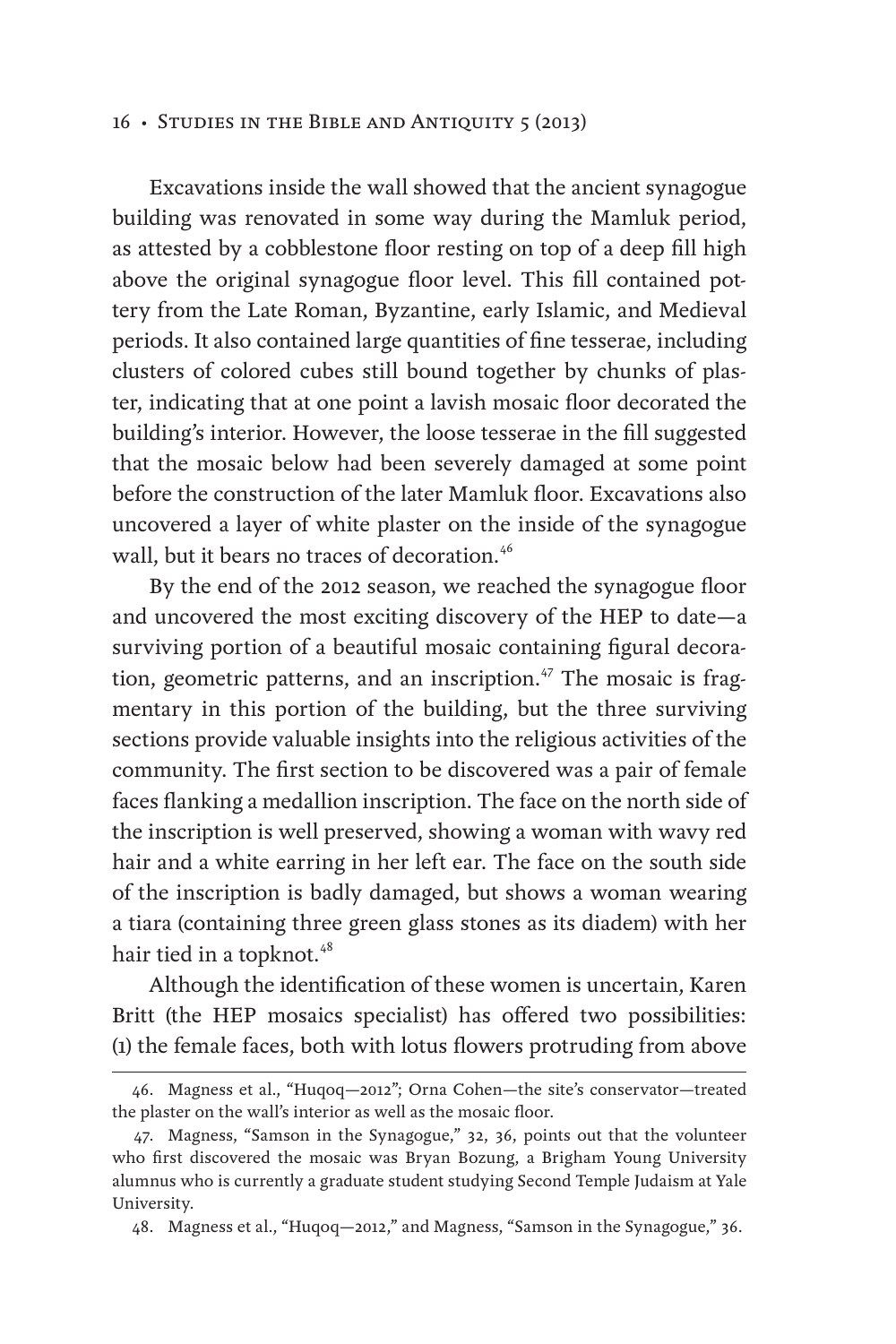Excavations inside the wall showed that the ancient synagogue building was renovated in some way during the Mamluk period, as attested by a cobblestone floor resting on top of a deep fill high above the original synagogue floor level. This fill contained pottery from the Late Roman, Byzantine, early Islamic, and Medieval periods. It also contained large quantities of fine tesserae, including clusters of colored cubes still bound together by chunks of plaster, indicating that at one point a lavish mosaic floor decorated the building's interior. However, the loose tesserae in the fill suggested that the mosaic below had been severely damaged at some point before the construction of the later Mamluk floor. Excavations also uncovered a layer of white plaster on the inside of the synagogue wall, but it bears no traces of decoration.[46]

By the end of the 2012 season, we reached the synagogue floor and uncovered the most exciting discovery of the HEP to date—a surviving portion of a beautiful mosaic containing figural decoration, geometric patterns, and an inscription.[47] The mosaic is fragmentary in this portion of the building, but the three surviving sections provide valuable insights into the religious activities of the community. The first section to be discovered was a pair of female faces flanking a medallion inscription. The face on the north side of the inscription is well preserved, showing a woman with wavy red hair and a white earring in her left ear. The face on the south side of the inscription is badly damaged, but shows a woman wearing a tiara (containing three green glass stones as its diadem) with her hair tied in a topknot.[48]

Although the identification of these women is uncertain, Karen Britt (the HEP mosaics specialist) has offered two possibilities: (1) the female faces, both with lotus flowers protruding from above

---

46. Magness et al., "Huqoq—2012"; Orna Cohen—the site's conservator—treated the plaster on the wall's interior as well as the mosaic floor.

47. Magness, "Samson in the Synagogue," 32, 36, points out that the volunteer who first discovered the mosaic was Bryan Bozung, a Brigham Young University alumnus who is currently a graduate student studying Second Temple Judaism at Yale University.

48. Magness et al., "Huqoq—2012," and Magness, "Samson in the Synagogue," 36.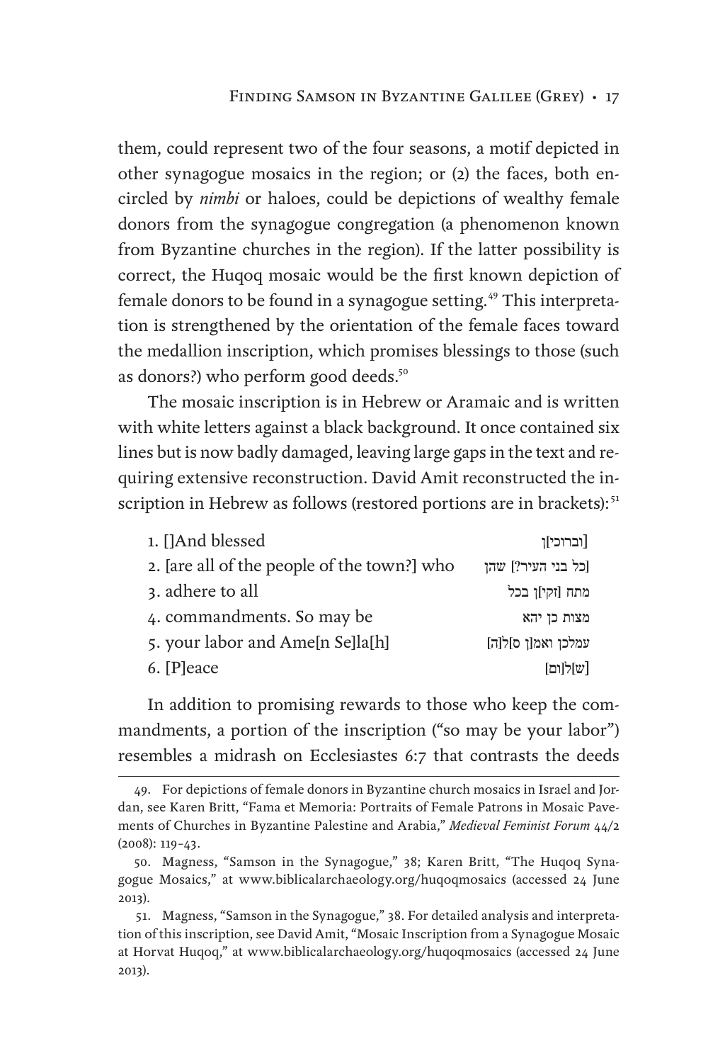them, could represent two of the four seasons, a motif depicted in other synagogue mosaics in the region; or (2) the faces, both encircled by *nimbi* or haloes, could be depictions of wealthy female donors from the synagogue congregation (a phenomenon known from Byzantine churches in the region). If the latter possibility is correct, the Huqoq mosaic would be the first known depiction of female donors to be found in a synagogue setting.[49] This interpretation is strengthened by the orientation of the female faces toward the medallion inscription, which promises blessings to those (such as donors?) who perform good deeds.[50]

The mosaic inscription is in Hebrew or Aramaic and is written with white letters against a black background. It once contained six lines but is now badly damaged, leaving large gaps in the text and requiring extensive reconstruction. David Amit reconstructed the inscription in Hebrew as follows (restored portions are in brackets):[51]

| | |
|---|---|
| 1. []And blessed | [וברוכי]ן |
| 2. [are all of the people of the town?] who | [כל בני העיר?] שהן |
| 3. adhere to all | מתח [זקי]ן בכל |
| 4. commandments. So may be | מצות כן יהא |
| 5. your labor and Ame[n Se]la[h] | עמלכן ואמ[ן ס]ל[ה] |
| 6. [P]eace | [ש]ל[ום] |

In addition to promising rewards to those who keep the commandments, a portion of the inscription ("so may be your labor") resembles a midrash on Ecclesiastes 6:7 that contrasts the deeds

---

49. For depictions of female donors in Byzantine church mosaics in Israel and Jordan, see Karen Britt, "Fama et Memoria: Portraits of Female Patrons in Mosaic Pavements of Churches in Byzantine Palestine and Arabia," *Medieval Feminist Forum* 44/2 (2008): 119–43.

50. Magness, "Samson in the Synagogue," 38; Karen Britt, "The Huqoq Synagogue Mosaics," at www.biblicalarchaeology.org/huqoqmosaics (accessed 24 June 2013).

51. Magness, "Samson in the Synagogue," 38. For detailed analysis and interpretation of this inscription, see David Amit, "Mosaic Inscription from a Synagogue Mosaic at Horvat Huqoq," at www.biblicalarchaeology.org/huqoqmosaics (accessed 24 June 2013).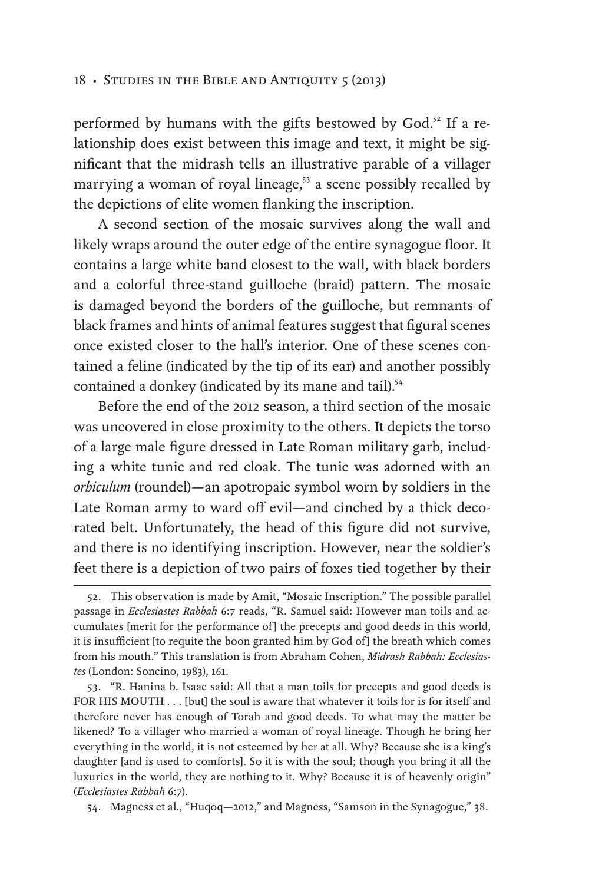performed by humans with the gifts bestowed by God.[52] If a relationship does exist between this image and text, it might be significant that the midrash tells an illustrative parable of a villager marrying a woman of royal lineage,[53] a scene possibly recalled by the depictions of elite women flanking the inscription.

A second section of the mosaic survives along the wall and likely wraps around the outer edge of the entire synagogue floor. It contains a large white band closest to the wall, with black borders and a colorful three-stand guilloche (braid) pattern. The mosaic is damaged beyond the borders of the guilloche, but remnants of black frames and hints of animal features suggest that figural scenes once existed closer to the hall's interior. One of these scenes contained a feline (indicated by the tip of its ear) and another possibly contained a donkey (indicated by its mane and tail).[54]

Before the end of the 2012 season, a third section of the mosaic was uncovered in close proximity to the others. It depicts the torso of a large male figure dressed in Late Roman military garb, including a white tunic and red cloak. The tunic was adorned with an *orbiculum* (roundel)—an apotropaic symbol worn by soldiers in the Late Roman army to ward off evil—and cinched by a thick decorated belt. Unfortunately, the head of this figure did not survive, and there is no identifying inscription. However, near the soldier's feet there is a depiction of two pairs of foxes tied together by their

---

52. This observation is made by Amit, "Mosaic Inscription." The possible parallel passage in *Ecclesiastes Rabbah* 6:7 reads, "R. Samuel said: However man toils and accumulates [merit for the performance of] the precepts and good deeds in this world, it is insufficient [to requite the boon granted him by God of] the breath which comes from his mouth." This translation is from Abraham Cohen, *Midrash Rabbah: Ecclesiastes* (London: Soncino, 1983), 161.

53. "R. Hanina b. Isaac said: All that a man toils for precepts and good deeds is FOR HIS MOUTH . . . [but] the soul is aware that whatever it toils for is for itself and therefore never has enough of Torah and good deeds. To what may the matter be likened? To a villager who married a woman of royal lineage. Though he bring her everything in the world, it is not esteemed by her at all. Why? Because she is a king's daughter [and is used to comforts]. So it is with the soul; though you bring it all the luxuries in the world, they are nothing to it. Why? Because it is of heavenly origin" (*Ecclesiastes Rabbah* 6:7).

54. Magness et al., "Huqoq—2012," and Magness, "Samson in the Synagogue," 38.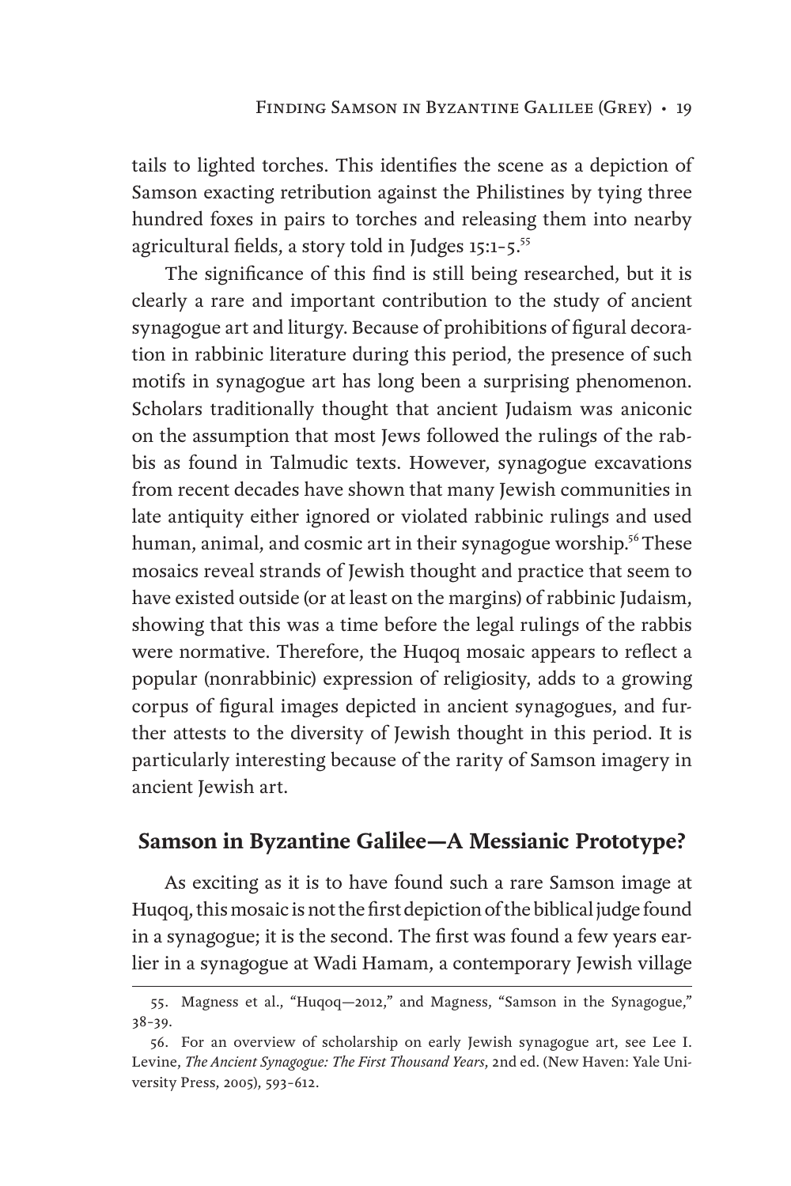tails to lighted torches. This identifies the scene as a depiction of Samson exacting retribution against the Philistines by tying three hundred foxes in pairs to torches and releasing them into nearby agricultural fields, a story told in Judges 15:1–5.[55]

The significance of this find is still being researched, but it is clearly a rare and important contribution to the study of ancient synagogue art and liturgy. Because of prohibitions of figural decoration in rabbinic literature during this period, the presence of such motifs in synagogue art has long been a surprising phenomenon. Scholars traditionally thought that ancient Judaism was aniconic on the assumption that most Jews followed the rulings of the rabbis as found in Talmudic texts. However, synagogue excavations from recent decades have shown that many Jewish communities in late antiquity either ignored or violated rabbinic rulings and used human, animal, and cosmic art in their synagogue worship.[56] These mosaics reveal strands of Jewish thought and practice that seem to have existed outside (or at least on the margins) of rabbinic Judaism, showing that this was a time before the legal rulings of the rabbis were normative. Therefore, the Huqoq mosaic appears to reflect a popular (nonrabbinic) expression of religiosity, adds to a growing corpus of figural images depicted in ancient synagogues, and further attests to the diversity of Jewish thought in this period. It is particularly interesting because of the rarity of Samson imagery in ancient Jewish art.

## Samson in Byzantine Galilee—A Messianic Prototype?

As exciting as it is to have found such a rare Samson image at Huqoq, this mosaic is not the first depiction of the biblical judge found in a synagogue; it is the second. The first was found a few years earlier in a synagogue at Wadi Hamam, a contemporary Jewish village

---

55. Magness et al., "Huqoq—2012," and Magness, "Samson in the Synagogue," 38–39.

56. For an overview of scholarship on early Jewish synagogue art, see Lee I. Levine, *The Ancient Synagogue: The First Thousand Years*, 2nd ed. (New Haven: Yale University Press, 2005), 593–612.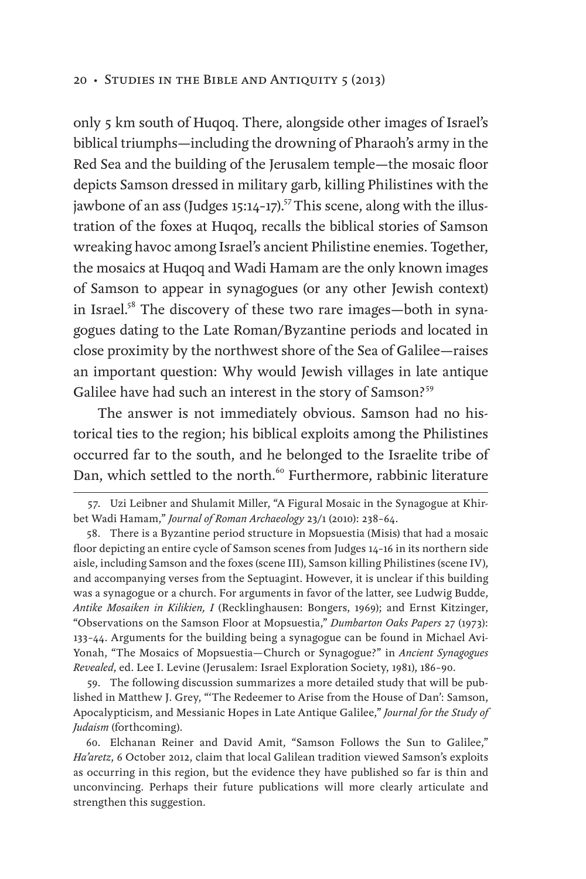only 5 km south of Huqoq. There, alongside other images of Israel's biblical triumphs—including the drowning of Pharaoh's army in the Red Sea and the building of the Jerusalem temple—the mosaic floor depicts Samson dressed in military garb, killing Philistines with the jawbone of an ass (Judges 15:14-17).[57] This scene, along with the illustration of the foxes at Huqoq, recalls the biblical stories of Samson wreaking havoc among Israel's ancient Philistine enemies. Together, the mosaics at Huqoq and Wadi Hamam are the only known images of Samson to appear in synagogues (or any other Jewish context) in Israel.[58] The discovery of these two rare images—both in synagogues dating to the Late Roman/Byzantine periods and located in close proximity by the northwest shore of the Sea of Galilee—raises an important question: Why would Jewish villages in late antique Galilee have had such an interest in the story of Samson?[59]

The answer is not immediately obvious. Samson had no historical ties to the region; his biblical exploits among the Philistines occurred far to the south, and he belonged to the Israelite tribe of Dan, which settled to the north.[60] Furthermore, rabbinic literature

---

57. Uzi Leibner and Shulamit Miller, "A Figural Mosaic in the Synagogue at Khirbet Wadi Hamam," *Journal of Roman Archaeology* 23/1 (2010): 238–64.

58. There is a Byzantine period structure in Mopsuestia (Misis) that had a mosaic floor depicting an entire cycle of Samson scenes from Judges 14–16 in its northern side aisle, including Samson and the foxes (scene III), Samson killing Philistines (scene IV), and accompanying verses from the Septuagint. However, it is unclear if this building was a synagogue or a church. For arguments in favor of the latter, see Ludwig Budde, *Antike Mosaiken in Kilikien, I* (Recklinghausen: Bongers, 1969); and Ernst Kitzinger, "Observations on the Samson Floor at Mopsuestia," *Dumbarton Oaks Papers* 27 (1973): 133–44. Arguments for the building being a synagogue can be found in Michael Avi-Yonah, "The Mosaics of Mopsuestia—Church or Synagogue?" in *Ancient Synagogues Revealed*, ed. Lee I. Levine (Jerusalem: Israel Exploration Society, 1981), 186–90.

59. The following discussion summarizes a more detailed study that will be published in Matthew J. Grey, "'The Redeemer to Arise from the House of Dan': Samson, Apocalypticism, and Messianic Hopes in Late Antique Galilee," *Journal for the Study of Judaism* (forthcoming).

60. Elchanan Reiner and David Amit, "Samson Follows the Sun to Galilee," *Ha'aretz*, 6 October 2012, claim that local Galilean tradition viewed Samson's exploits as occurring in this region, but the evidence they have published so far is thin and unconvincing. Perhaps their future publications will more clearly articulate and strengthen this suggestion.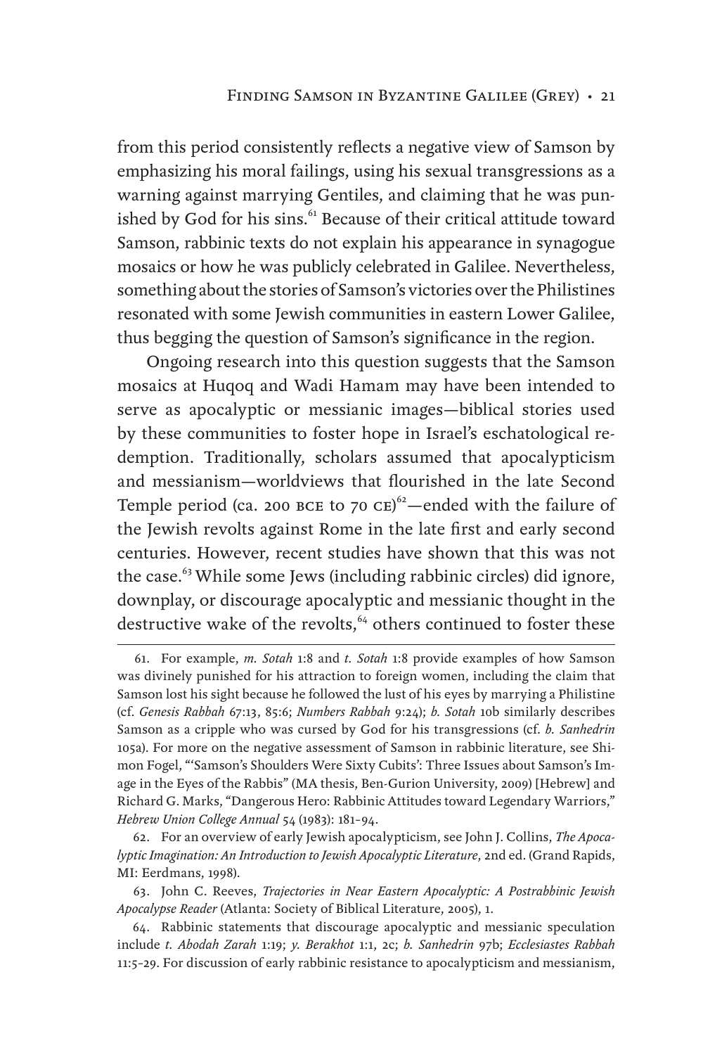from this period consistently reflects a negative view of Samson by emphasizing his moral failings, using his sexual transgressions as a warning against marrying Gentiles, and claiming that he was punished by God for his sins.[61] Because of their critical attitude toward Samson, rabbinic texts do not explain his appearance in synagogue mosaics or how he was publicly celebrated in Galilee. Nevertheless, something about the stories of Samson's victories over the Philistines resonated with some Jewish communities in eastern Lower Galilee, thus begging the question of Samson's significance in the region.

Ongoing research into this question suggests that the Samson mosaics at Huqoq and Wadi Hamam may have been intended to serve as apocalyptic or messianic images—biblical stories used by these communities to foster hope in Israel's eschatological redemption. Traditionally, scholars assumed that apocalypticism and messianism—worldviews that flourished in the late Second Temple period (ca. 200 BCE to 70 CE)[62]—ended with the failure of the Jewish revolts against Rome in the late first and early second centuries. However, recent studies have shown that this was not the case.[63] While some Jews (including rabbinic circles) did ignore, downplay, or discourage apocalyptic and messianic thought in the destructive wake of the revolts,[64] others continued to foster these

---

61. For example, *m. Sotah* 1:8 and *t. Sotah* 1:8 provide examples of how Samson was divinely punished for his attraction to foreign women, including the claim that Samson lost his sight because he followed the lust of his eyes by marrying a Philistine (cf. *Genesis Rabbah* 67:13, 85:6; *Numbers Rabbah* 9:24); *b. Sotah* 10b similarly describes Samson as a cripple who was cursed by God for his transgressions (cf. *b. Sanhedrin* 105a). For more on the negative assessment of Samson in rabbinic literature, see Shimon Fogel, "'Samson's Shoulders Were Sixty Cubits': Three Issues about Samson's Image in the Eyes of the Rabbis" (MA thesis, Ben-Gurion University, 2009) [Hebrew] and Richard G. Marks, "Dangerous Hero: Rabbinic Attitudes toward Legendary Warriors," *Hebrew Union College Annual* 54 (1983): 181–94.

62. For an overview of early Jewish apocalypticism, see John J. Collins, *The Apocalyptic Imagination: An Introduction to Jewish Apocalyptic Literature*, 2nd ed. (Grand Rapids, MI: Eerdmans, 1998).

63. John C. Reeves, *Trajectories in Near Eastern Apocalyptic: A Postrabbinic Jewish Apocalypse Reader* (Atlanta: Society of Biblical Literature, 2005), 1.

64. Rabbinic statements that discourage apocalyptic and messianic speculation include *t. Abodah Zarah* 1:19; *y. Berakhot* 1:1, 2c; *b. Sanhedrin* 97b; *Ecclesiastes Rabbah* 11:5–29. For discussion of early rabbinic resistance to apocalypticism and messianism,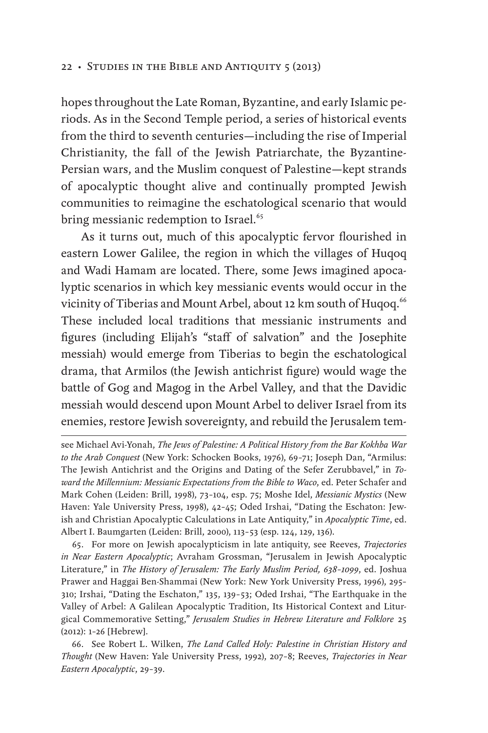hopes throughout the Late Roman, Byzantine, and early Islamic periods. As in the Second Temple period, a series of historical events from the third to seventh centuries—including the rise of Imperial Christianity, the fall of the Jewish Patriarchate, the Byzantine-Persian wars, and the Muslim conquest of Palestine—kept strands of apocalyptic thought alive and continually prompted Jewish communities to reimagine the eschatological scenario that would bring messianic redemption to Israel.[65]

As it turns out, much of this apocalyptic fervor flourished in eastern Lower Galilee, the region in which the villages of Huqoq and Wadi Hamam are located. There, some Jews imagined apocalyptic scenarios in which key messianic events would occur in the vicinity of Tiberias and Mount Arbel, about 12 km south of Huqoq.[66] These included local traditions that messianic instruments and figures (including Elijah's "staff of salvation" and the Josephite messiah) would emerge from Tiberias to begin the eschatological drama, that Armilos (the Jewish antichrist figure) would wage the battle of Gog and Magog in the Arbel Valley, and that the Davidic messiah would descend upon Mount Arbel to deliver Israel from its enemies, restore Jewish sovereignty, and rebuild the Jerusalem tem-

---

see Michael Avi-Yonah, *The Jews of Palestine: A Political History from the Bar Kokhba War to the Arab Conquest* (New York: Schocken Books, 1976), 69–71; Joseph Dan, "Armilus: The Jewish Antichrist and the Origins and Dating of the Sefer Zerubbavel," in *Toward the Millennium: Messianic Expectations from the Bible to Waco*, ed. Peter Schafer and Mark Cohen (Leiden: Brill, 1998), 73–104, esp. 75; Moshe Idel, *Messianic Mystics* (New Haven: Yale University Press, 1998), 42–45; Oded Irshai, "Dating the Eschaton: Jewish and Christian Apocalyptic Calculations in Late Antiquity," in *Apocalyptic Time*, ed. Albert I. Baumgarten (Leiden: Brill, 2000), 113–53 (esp. 124, 129, 136).

65. For more on Jewish apocalypticism in late antiquity, see Reeves, *Trajectories in Near Eastern Apocalyptic*; Avraham Grossman, "Jerusalem in Jewish Apocalyptic Literature," in *The History of Jerusalem: The Early Muslim Period, 638–1099*, ed. Joshua Prawer and Haggai Ben-Shammai (New York: New York University Press, 1996), 295–310; Irshai, "Dating the Eschaton," 135, 139–53; Oded Irshai, "The Earthquake in the Valley of Arbel: A Galilean Apocalyptic Tradition, Its Historical Context and Liturgical Commemorative Setting," *Jerusalem Studies in Hebrew Literature and Folklore* 25 (2012): 1–26 [Hebrew].

66. See Robert L. Wilken, *The Land Called Holy: Palestine in Christian History and Thought* (New Haven: Yale University Press, 1992), 207–8; Reeves, *Trajectories in Near Eastern Apocalyptic*, 29–39.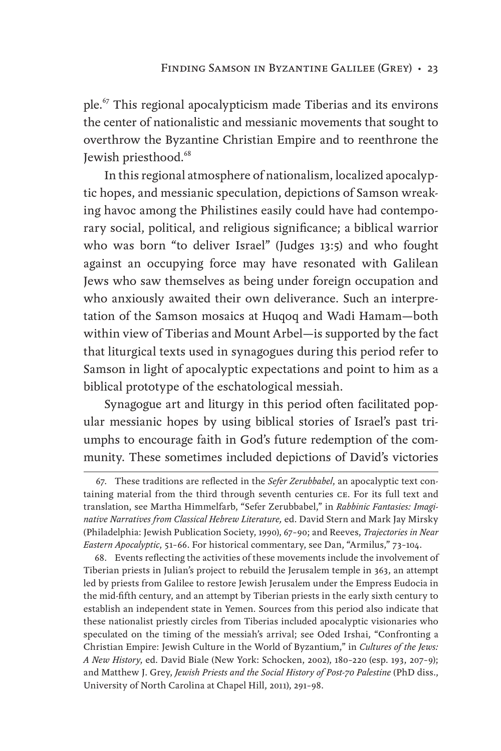ple.[67] This regional apocalypticism made Tiberias and its environs the center of nationalistic and messianic movements that sought to overthrow the Byzantine Christian Empire and to reenthrone the Jewish priesthood.[68]

In this regional atmosphere of nationalism, localized apocalyptic hopes, and messianic speculation, depictions of Samson wreaking havoc among the Philistines easily could have had contemporary social, political, and religious significance; a biblical warrior who was born "to deliver Israel" (Judges 13:5) and who fought against an occupying force may have resonated with Galilean Jews who saw themselves as being under foreign occupation and who anxiously awaited their own deliverance. Such an interpretation of the Samson mosaics at Huqoq and Wadi Hamam—both within view of Tiberias and Mount Arbel—is supported by the fact that liturgical texts used in synagogues during this period refer to Samson in light of apocalyptic expectations and point to him as a biblical prototype of the eschatological messiah.

Synagogue art and liturgy in this period often facilitated popular messianic hopes by using biblical stories of Israel's past triumphs to encourage faith in God's future redemption of the community. These sometimes included depictions of David's victories

---

67. These traditions are reflected in the *Sefer Zerubbabel*, an apocalyptic text containing material from the third through seventh centuries CE. For its full text and translation, see Martha Himmelfarb, "Sefer Zerubbabel," in *Rabbinic Fantasies: Imaginative Narratives from Classical Hebrew Literature,* ed. David Stern and Mark Jay Mirsky (Philadelphia: Jewish Publication Society, 1990), 67–90; and Reeves, *Trajectories in Near Eastern Apocalyptic*, 51–66. For historical commentary, see Dan, "Armilus," 73–104.

68. Events reflecting the activities of these movements include the involvement of Tiberian priests in Julian's project to rebuild the Jerusalem temple in 363, an attempt led by priests from Galilee to restore Jewish Jerusalem under the Empress Eudocia in the mid-fifth century, and an attempt by Tiberian priests in the early sixth century to establish an independent state in Yemen. Sources from this period also indicate that these nationalist priestly circles from Tiberias included apocalyptic visionaries who speculated on the timing of the messiah's arrival; see Oded Irshai, "Confronting a Christian Empire: Jewish Culture in the World of Byzantium," in *Cultures of the Jews: A New History*, ed. David Biale (New York: Schocken, 2002), 180–220 (esp. 193, 207–9); and Matthew J. Grey, *Jewish Priests and the Social History of Post-70 Palestine* (PhD diss., University of North Carolina at Chapel Hill, 2011), 291–98.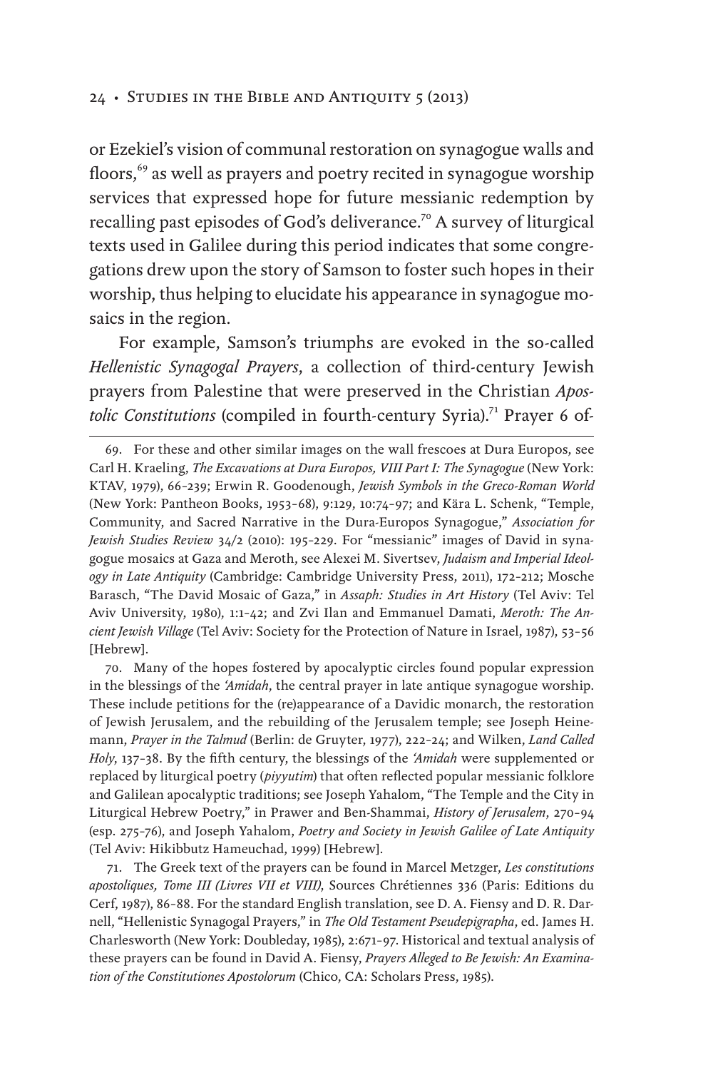or Ezekiel's vision of communal restoration on synagogue walls and floors,[69] as well as prayers and poetry recited in synagogue worship services that expressed hope for future messianic redemption by recalling past episodes of God's deliverance.[70] A survey of liturgical texts used in Galilee during this period indicates that some congregations drew upon the story of Samson to foster such hopes in their worship, thus helping to elucidate his appearance in synagogue mosaics in the region.

For example, Samson's triumphs are evoked in the so-called *Hellenistic Synagogal Prayers*, a collection of third-century Jewish prayers from Palestine that were preserved in the Christian *Apostolic Constitutions* (compiled in fourth-century Syria).[71] Prayer 6 of-

---

69. For these and other similar images on the wall frescoes at Dura Europos, see Carl H. Kraeling, *The Excavations at Dura Europos, VIII Part I: The Synagogue* (New York: KTAV, 1979), 66–239; Erwin R. Goodenough, *Jewish Symbols in the Greco-Roman World* (New York: Pantheon Books, 1953–68), 9:129, 10:74–97; and Kära L. Schenk, "Temple, Community, and Sacred Narrative in the Dura-Europos Synagogue," *Association for Jewish Studies Review* 34/2 (2010): 195–229. For "messianic" images of David in synagogue mosaics at Gaza and Meroth, see Alexei M. Sivertsev, *Judaism and Imperial Ideology in Late Antiquity* (Cambridge: Cambridge University Press, 2011), 172–212; Mosche Barasch, "The David Mosaic of Gaza," in *Assaph: Studies in Art History* (Tel Aviv: Tel Aviv University, 1980), 1:1–42; and Zvi Ilan and Emmanuel Damati, *Meroth: The Ancient Jewish Village* (Tel Aviv: Society for the Protection of Nature in Israel, 1987), 53–56 [Hebrew].

70. Many of the hopes fostered by apocalyptic circles found popular expression in the blessings of the *'Amidah*, the central prayer in late antique synagogue worship. These include petitions for the (re)appearance of a Davidic monarch, the restoration of Jewish Jerusalem, and the rebuilding of the Jerusalem temple; see Joseph Heinemann, *Prayer in the Talmud* (Berlin: de Gruyter, 1977), 222–24; and Wilken, *Land Called Holy*, 137–38. By the fifth century, the blessings of the *'Amidah* were supplemented or replaced by liturgical poetry (*piyyutim*) that often reflected popular messianic folklore and Galilean apocalyptic traditions; see Joseph Yahalom, "The Temple and the City in Liturgical Hebrew Poetry," in Prawer and Ben-Shammai, *History of Jerusalem*, 270–94 (esp. 275–76), and Joseph Yahalom, *Poetry and Society in Jewish Galilee of Late Antiquity* (Tel Aviv: Hikibbutz Hameuchad, 1999) [Hebrew].

71. The Greek text of the prayers can be found in Marcel Metzger, *Les constitutions apostoliques, Tome III (Livres VII et VIII)*, Sources Chrétiennes 336 (Paris: Editions du Cerf, 1987), 86–88. For the standard English translation, see D. A. Fiensy and D. R. Darnell, "Hellenistic Synagogal Prayers," in *The Old Testament Pseudepigrapha*, ed. James H. Charlesworth (New York: Doubleday, 1985), 2:671–97. Historical and textual analysis of these prayers can be found in David A. Fiensy, *Prayers Alleged to Be Jewish: An Examination of the Constitutiones Apostolorum* (Chico, CA: Scholars Press, 1985).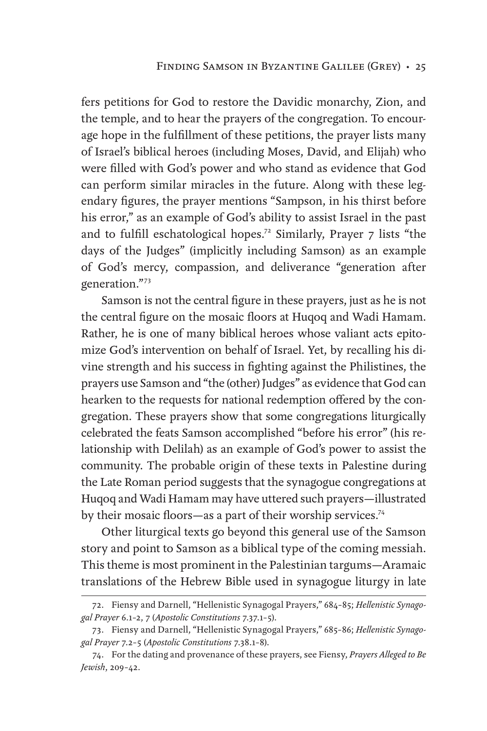fers petitions for God to restore the Davidic monarchy, Zion, and the temple, and to hear the prayers of the congregation. To encourage hope in the fulfillment of these petitions, the prayer lists many of Israel's biblical heroes (including Moses, David, and Elijah) who were filled with God's power and who stand as evidence that God can perform similar miracles in the future. Along with these legendary figures, the prayer mentions "Sampson, in his thirst before his error," as an example of God's ability to assist Israel in the past and to fulfill eschatological hopes.[72] Similarly, Prayer 7 lists "the days of the Judges" (implicitly including Samson) as an example of God's mercy, compassion, and deliverance "generation after generation."[73]

Samson is not the central figure in these prayers, just as he is not the central figure on the mosaic floors at Huqoq and Wadi Hamam. Rather, he is one of many biblical heroes whose valiant acts epitomize God's intervention on behalf of Israel. Yet, by recalling his divine strength and his success in fighting against the Philistines, the prayers use Samson and "the (other) Judges" as evidence that God can hearken to the requests for national redemption offered by the congregation. These prayers show that some congregations liturgically celebrated the feats Samson accomplished "before his error" (his relationship with Delilah) as an example of God's power to assist the community. The probable origin of these texts in Palestine during the Late Roman period suggests that the synagogue congregations at Huqoq and Wadi Hamam may have uttered such prayers—illustrated by their mosaic floors—as a part of their worship services.[74]

Other liturgical texts go beyond this general use of the Samson story and point to Samson as a biblical type of the coming messiah. This theme is most prominent in the Palestinian targums—Aramaic translations of the Hebrew Bible used in synagogue liturgy in late

72. Fiensy and Darnell, "Hellenistic Synagogal Prayers," 684–85; *Hellenistic Synagogal Prayer* 6.1–2, 7 (*Apostolic Constitutions* 7.37.1–5).

73. Fiensy and Darnell, "Hellenistic Synagogal Prayers," 685–86; *Hellenistic Synagogal Prayer* 7.2–5 (*Apostolic Constitutions* 7.38.1–8).

74. For the dating and provenance of these prayers, see Fiensy, *Prayers Alleged to Be Jewish*, 209–42.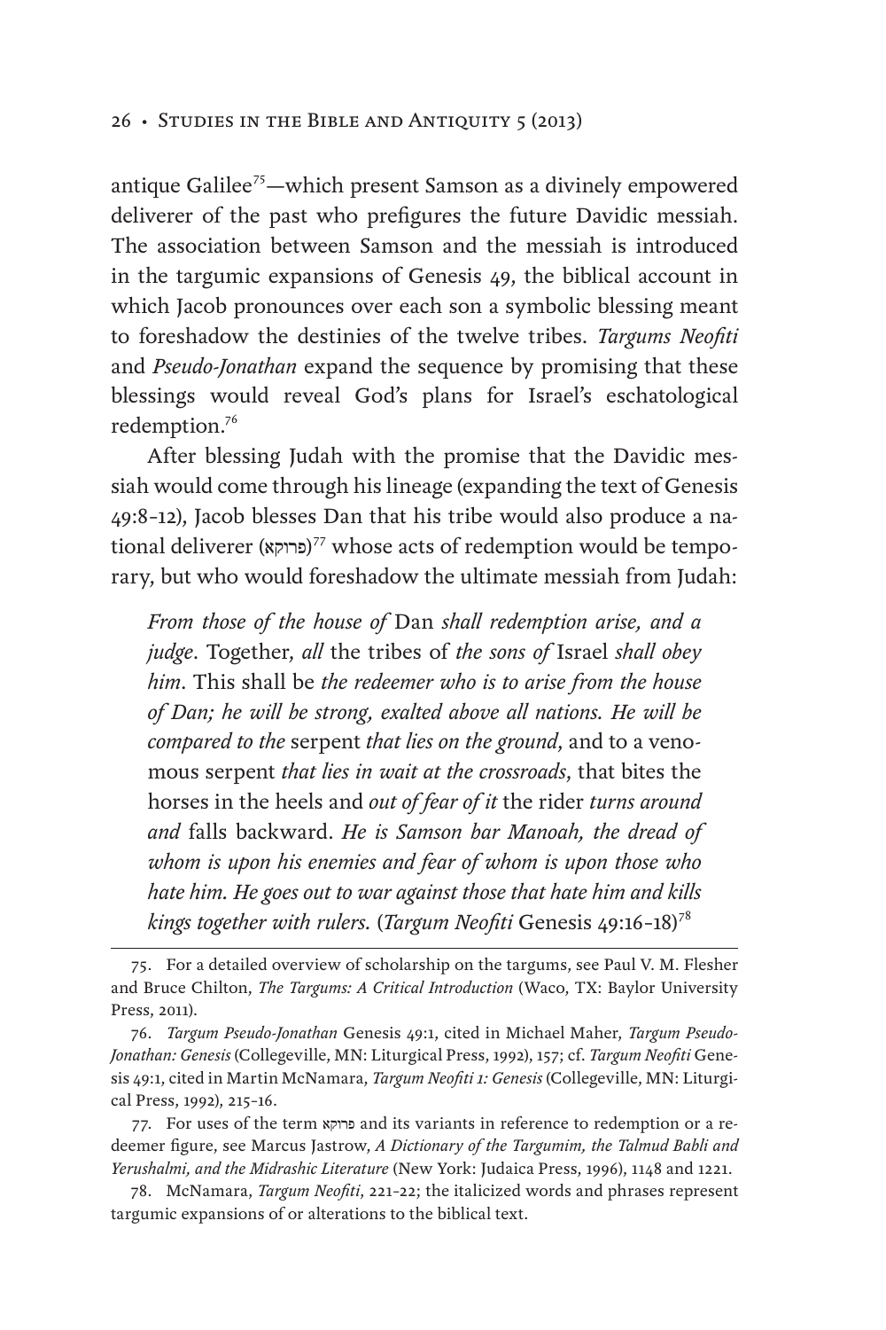antique Galilee[75]—which present Samson as a divinely empowered deliverer of the past who prefigures the future Davidic messiah. The association between Samson and the messiah is introduced in the targumic expansions of Genesis 49, the biblical account in which Jacob pronounces over each son a symbolic blessing meant to foreshadow the destinies of the twelve tribes. *Targums Neofiti* and *Pseudo-Jonathan* expand the sequence by promising that these blessings would reveal God's plans for Israel's eschatological redemption.[76]

After blessing Judah with the promise that the Davidic messiah would come through his lineage (expanding the text of Genesis 49:8–12), Jacob blesses Dan that his tribe would also produce a national deliverer (פרוקא)[77] whose acts of redemption would be temporary, but who would foreshadow the ultimate messiah from Judah:

> *From those of the house of* Dan *shall redemption arise, and a judge*. Together, *all* the tribes of *the sons of* Israel *shall obey him*. This shall be *the redeemer who is to arise from the house of Dan; he will be strong, exalted above all nations. He will be compared to the* serpent *that lies on the ground*, and to a venomous serpent *that lies in wait at the crossroads*, that bites the horses in the heels and *out of fear of it* the rider *turns around and* falls backward. *He is Samson bar Manoah, the dread of whom is upon his enemies and fear of whom is upon those who hate him. He goes out to war against those that hate him and kills kings together with rulers.* (*Targum Neofiti* Genesis 49:16–18)[78]

---

75. For a detailed overview of scholarship on the targums, see Paul V. M. Flesher and Bruce Chilton, *The Targums: A Critical Introduction* (Waco, TX: Baylor University Press, 2011).

76. *Targum Pseudo-Jonathan* Genesis 49:1, cited in Michael Maher, *Targum Pseudo-Jonathan: Genesis* (Collegeville, MN: Liturgical Press, 1992), 157; cf. *Targum Neofiti* Genesis 49:1, cited in Martin McNamara, *Targum Neofiti 1: Genesis* (Collegeville, MN: Liturgical Press, 1992), 215–16.

77. For uses of the term פרוקא and its variants in reference to redemption or a redeemer figure, see Marcus Jastrow, *A Dictionary of the Targumim, the Talmud Babli and Yerushalmi, and the Midrashic Literature* (New York: Judaica Press, 1996), 1148 and 1221.

78. McNamara, *Targum Neofiti*, 221–22; the italicized words and phrases represent targumic expansions of or alterations to the biblical text.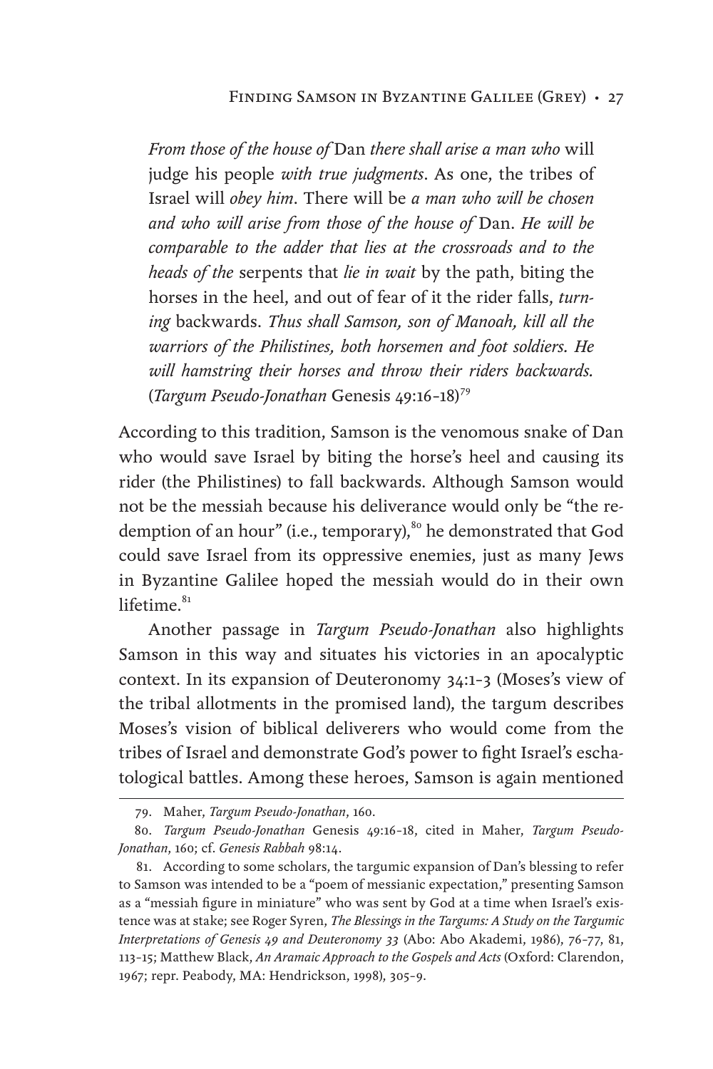> *From those of the house of* Dan *there shall arise a man who* will judge his people *with true judgments*. As one, the tribes of Israel will *obey him*. There will be *a man who will be chosen and who will arise from those of the house of* Dan. *He will be comparable to the adder that lies at the crossroads and to the heads of the* serpents that *lie in wait* by the path, biting the horses in the heel, and out of fear of it the rider falls, *turning* backwards. *Thus shall Samson, son of Manoah, kill all the warriors of the Philistines, both horsemen and foot soldiers. He will hamstring their horses and throw their riders backwards.* (*Targum Pseudo-Jonathan* Genesis 49:16–18)[79]

According to this tradition, Samson is the venomous snake of Dan who would save Israel by biting the horse's heel and causing its rider (the Philistines) to fall backwards. Although Samson would not be the messiah because his deliverance would only be "the redemption of an hour" (i.e., temporary),[80] he demonstrated that God could save Israel from its oppressive enemies, just as many Jews in Byzantine Galilee hoped the messiah would do in their own lifetime.[81]

Another passage in *Targum Pseudo-Jonathan* also highlights Samson in this way and situates his victories in an apocalyptic context. In its expansion of Deuteronomy 34:1–3 (Moses's view of the tribal allotments in the promised land), the targum describes Moses's vision of biblical deliverers who would come from the tribes of Israel and demonstrate God's power to fight Israel's eschatological battles. Among these heroes, Samson is again mentioned

---

79. Maher, *Targum Pseudo-Jonathan*, 160.

80. *Targum Pseudo-Jonathan* Genesis 49:16–18, cited in Maher, *Targum Pseudo-Jonathan*, 160; cf. *Genesis Rabbah* 98:14.

81. According to some scholars, the targumic expansion of Dan's blessing to refer to Samson was intended to be a "poem of messianic expectation," presenting Samson as a "messiah figure in miniature" who was sent by God at a time when Israel's existence was at stake; see Roger Syren, *The Blessings in the Targums: A Study on the Targumic Interpretations of Genesis 49 and Deuteronomy 33* (Abo: Abo Akademi, 1986), 76–77, 81, 113–15; Matthew Black, *An Aramaic Approach to the Gospels and Acts* (Oxford: Clarendon, 1967; repr. Peabody, MA: Hendrickson, 1998), 305–9.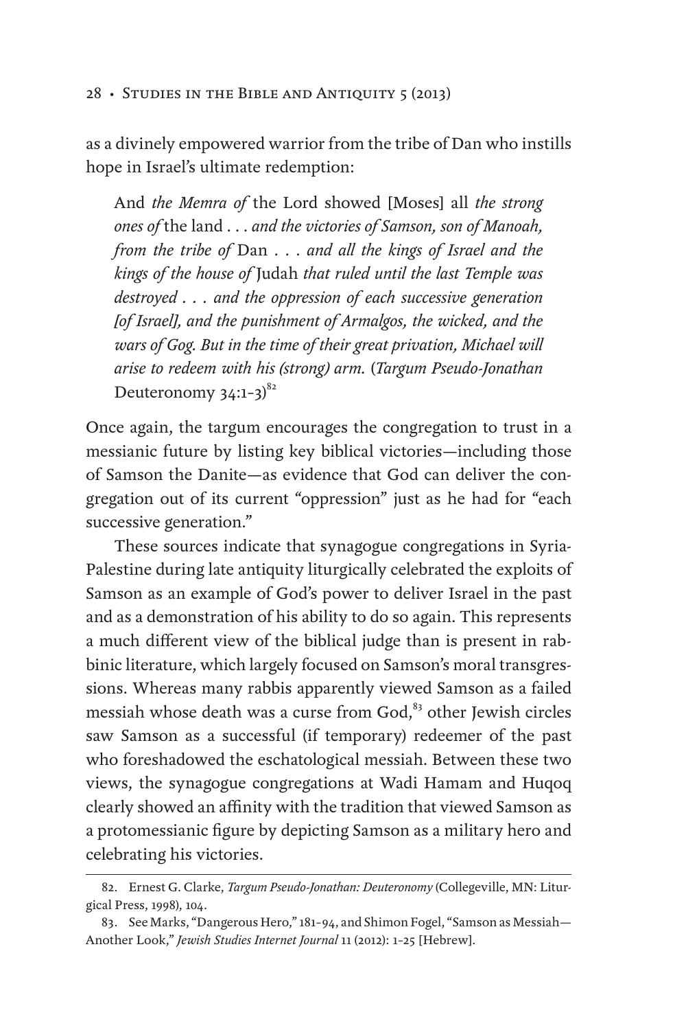as a divinely empowered warrior from the tribe of Dan who instills hope in Israel's ultimate redemption:

> And *the Memra of* the Lord showed [Moses] all *the strong ones of* the land . . . *and the victories of Samson, son of Manoah, from the tribe of* Dan . . . *and all the kings of Israel and the kings of the house of* Judah *that ruled until the last Temple was destroyed . . . and the oppression of each successive generation [of Israel], and the punishment of Armalgos, the wicked, and the wars of Gog. But in the time of their great privation, Michael will arise to redeem with his (strong) arm.* (*Targum Pseudo-Jonathan* Deuteronomy 34:1–3)[82]

Once again, the targum encourages the congregation to trust in a messianic future by listing key biblical victories—including those of Samson the Danite—as evidence that God can deliver the congregation out of its current "oppression" just as he had for "each successive generation."

These sources indicate that synagogue congregations in Syria-Palestine during late antiquity liturgically celebrated the exploits of Samson as an example of God's power to deliver Israel in the past and as a demonstration of his ability to do so again. This represents a much different view of the biblical judge than is present in rabbinic literature, which largely focused on Samson's moral transgressions. Whereas many rabbis apparently viewed Samson as a failed messiah whose death was a curse from God,[83] other Jewish circles saw Samson as a successful (if temporary) redeemer of the past who foreshadowed the eschatological messiah. Between these two views, the synagogue congregations at Wadi Hamam and Huqoq clearly showed an affinity with the tradition that viewed Samson as a protomessianic figure by depicting Samson as a military hero and celebrating his victories.

---

82. Ernest G. Clarke, *Targum Pseudo-Jonathan: Deuteronomy* (Collegeville, MN: Liturgical Press, 1998), 104.

83. See Marks, "Dangerous Hero," 181–94, and Shimon Fogel, "Samson as Messiah—Another Look," *Jewish Studies Internet Journal* 11 (2012): 1–25 [Hebrew].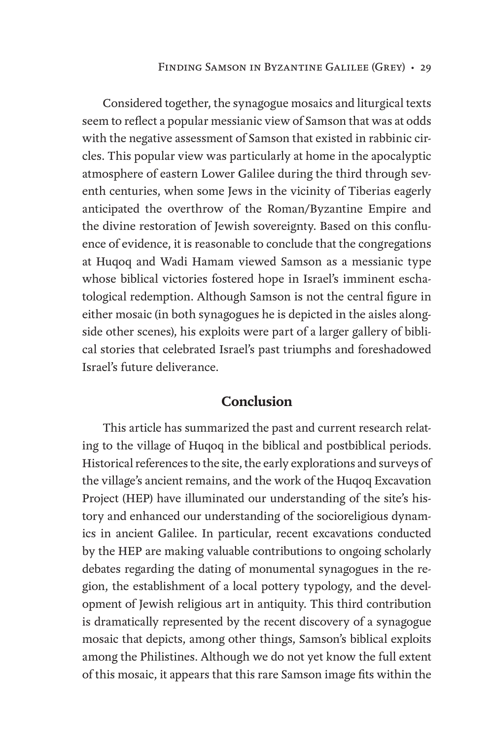Considered together, the synagogue mosaics and liturgical texts seem to reflect a popular messianic view of Samson that was at odds with the negative assessment of Samson that existed in rabbinic circles. This popular view was particularly at home in the apocalyptic atmosphere of eastern Lower Galilee during the third through seventh centuries, when some Jews in the vicinity of Tiberias eagerly anticipated the overthrow of the Roman/Byzantine Empire and the divine restoration of Jewish sovereignty. Based on this confluence of evidence, it is reasonable to conclude that the congregations at Huqoq and Wadi Hamam viewed Samson as a messianic type whose biblical victories fostered hope in Israel's imminent eschatological redemption. Although Samson is not the central figure in either mosaic (in both synagogues he is depicted in the aisles alongside other scenes), his exploits were part of a larger gallery of biblical stories that celebrated Israel's past triumphs and foreshadowed Israel's future deliverance.

## Conclusion

This article has summarized the past and current research relating to the village of Huqoq in the biblical and postbiblical periods. Historical references to the site, the early explorations and surveys of the village's ancient remains, and the work of the Huqoq Excavation Project (HEP) have illuminated our understanding of the site's history and enhanced our understanding of the socioreligious dynamics in ancient Galilee. In particular, recent excavations conducted by the HEP are making valuable contributions to ongoing scholarly debates regarding the dating of monumental synagogues in the region, the establishment of a local pottery typology, and the development of Jewish religious art in antiquity. This third contribution is dramatically represented by the recent discovery of a synagogue mosaic that depicts, among other things, Samson's biblical exploits among the Philistines. Although we do not yet know the full extent of this mosaic, it appears that this rare Samson image fits within the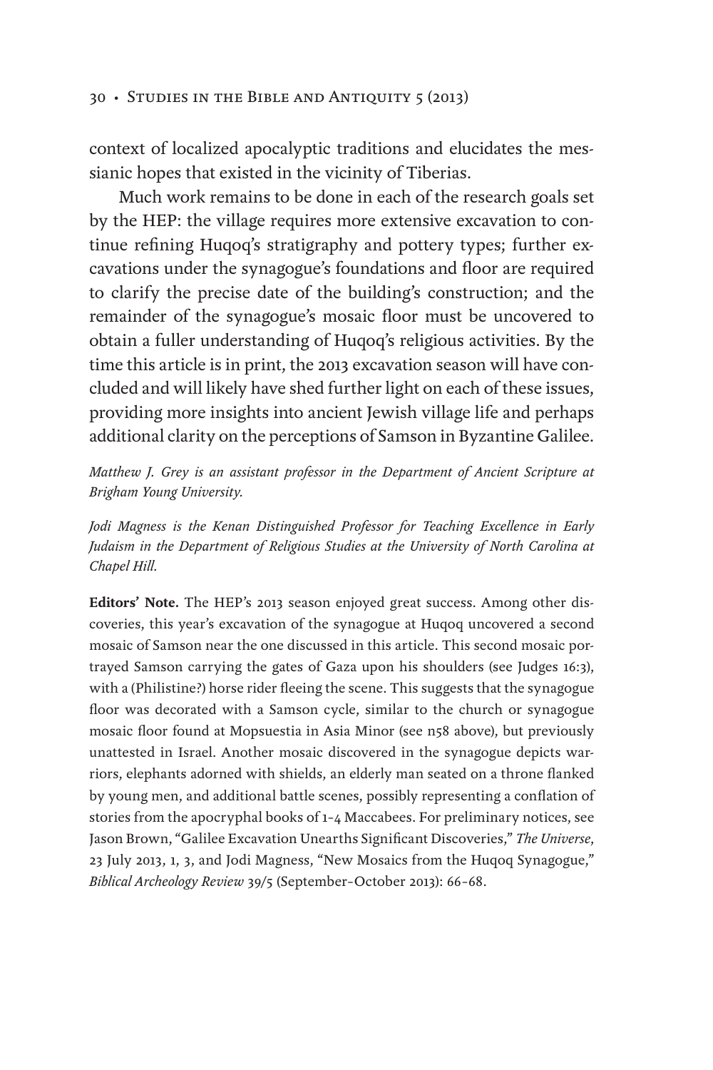context of localized apocalyptic traditions and elucidates the messianic hopes that existed in the vicinity of Tiberias.

Much work remains to be done in each of the research goals set by the HEP: the village requires more extensive excavation to continue refining Huqoq's stratigraphy and pottery types; further excavations under the synagogue's foundations and floor are required to clarify the precise date of the building's construction; and the remainder of the synagogue's mosaic floor must be uncovered to obtain a fuller understanding of Huqoq's religious activities. By the time this article is in print, the 2013 excavation season will have concluded and will likely have shed further light on each of these issues, providing more insights into ancient Jewish village life and perhaps additional clarity on the perceptions of Samson in Byzantine Galilee.

*Matthew J. Grey is an assistant professor in the Department of Ancient Scripture at Brigham Young University.*

*Jodi Magness is the Kenan Distinguished Professor for Teaching Excellence in Early Judaism in the Department of Religious Studies at the University of North Carolina at Chapel Hill.*

**Editors' Note.** The HEP's 2013 season enjoyed great success. Among other discoveries, this year's excavation of the synagogue at Huqoq uncovered a second mosaic of Samson near the one discussed in this article. This second mosaic portrayed Samson carrying the gates of Gaza upon his shoulders (see Judges 16:3), with a (Philistine?) horse rider fleeing the scene. This suggests that the synagogue floor was decorated with a Samson cycle, similar to the church or synagogue mosaic floor found at Mopsuestia in Asia Minor (see n58 above), but previously unattested in Israel. Another mosaic discovered in the synagogue depicts warriors, elephants adorned with shields, an elderly man seated on a throne flanked by young men, and additional battle scenes, possibly representing a conflation of stories from the apocryphal books of 1–4 Maccabees. For preliminary notices, see Jason Brown, "Galilee Excavation Unearths Significant Discoveries," *The Universe*, 23 July 2013, 1, 3, and Jodi Magness, "New Mosaics from the Huqoq Synagogue," *Biblical Archeology Review* 39/5 (September–October 2013): 66–68.